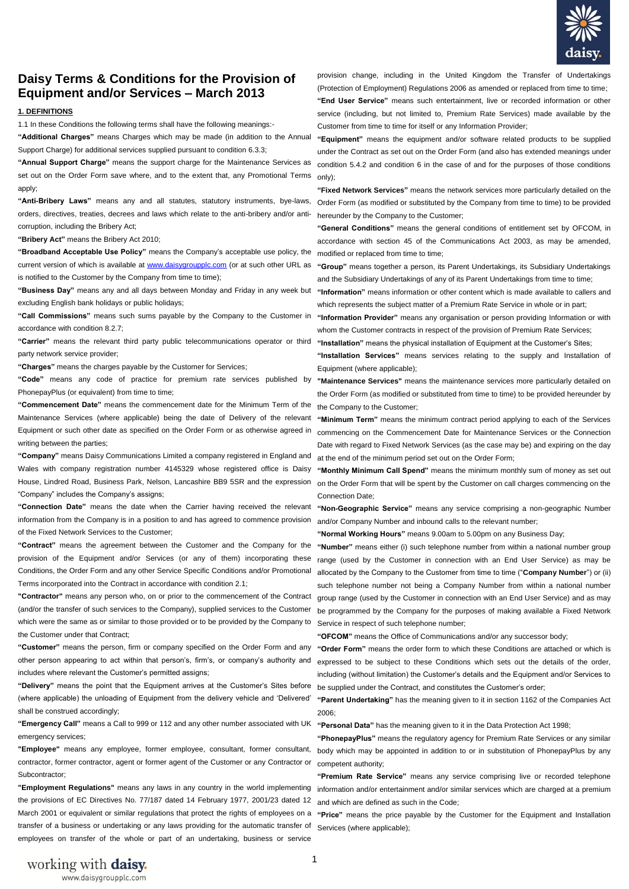# Daisy Terms & Conditions for the Provision of Equipment and/or Services – March 2013

**1. DEFINITIONS**

1.1 In these Conditions the following terms shall have the following meanings:-

**"Additional Charges"** means Charges which may be made (in addition to the Annual Support Charge) for additional services supplied pursuant to condition 6.3.3;

**"Annual Support Charge"** means the support charge for the Maintenance Services as set out on the Order Form save where, and to the extent that, any Promotional Terms apply;

**"Anti-Bribery Laws"** means any and all statutes, statutory instruments, bye-laws, orders, directives, treaties, decrees and laws which relate to the anti-bribery and/or anti-corruption, including the Bribery Act;

**"Bribery Act"** means the Bribery Act 2010;

**"Broadband Acceptable Use Policy"** means the Company's acceptable use policy, the current version of which is available at www.daisygroupplc.com (or at such other URL as is notified to the Customer by the Company from time to time);

**"Business Day"** means any and all days between Monday and Friday in any week but excluding English bank holidays or public holidays;

**"Call Commissions"** means such sums payable by the Company to the Customer in accordance with condition 8.2.7;

**"Carrier"** means the relevant third party public telecommunications operator or third party network service provider;

**"Charges"** means the charges payable by the Customer for Services;

**"Code"** means any code of practice for premium rate services published by PhonepayPlus (or equivalent) from time to time;

**"Commencement Date"** means the commencement date for the Minimum Term of the Maintenance Services (where applicable) being the date of Delivery of the relevant Equipment or such other date as specified on the Order Form or as otherwise agreed in writing between the parties;

**"Company"** means Daisy Communications Limited a company registered in England and Wales with company registration number 4145329 whose registered office is Daisy House, Lindred Road, Business Park, Nelson, Lancashire BB9 5SR and the expression "Company" includes the Company's assigns;

**"Connection Date"** means the date when the Carrier having received the relevant information from the Company is in a position to and has agreed to commence provision of the Fixed Network Services to the Customer;

**"Contract"** means the agreement between the Customer and the Company for the provision of the Equipment and/or Services (or any of them) incorporating these Conditions, the Order Form and any other Service Specific Conditions and/or Promotional Terms incorporated into the Contract in accordance with condition 2.1;

**"Contractor"** means any person who, on or prior to the commencement of the Contract (and/or the transfer of such services to the Company), supplied services to the Customer which were the same as or similar to those provided or to be provided by the Company to the Customer under that Contract;

**"Customer"** means the person, firm or company specified on the Order Form and any other person appearing to act within that person's, firm's, or company's authority and includes where relevant the Customer's permitted assigns;

**"Delivery"** means the point that the Equipment arrives at the Customer's Sites before (where applicable) the unloading of Equipment from the delivery vehicle and 'Delivered' shall be construed accordingly;

**"Emergency Call"** means a Call to 999 or 112 and any other number associated with UK emergency services;

**"Employee"** means any employee, former employee, consultant, former consultant, contractor, former contractor, agent or former agent of the Customer or any Contractor or Subcontractor;

**"Employment Regulations"** means any laws in any country in the world implementing the provisions of EC Directives No. 77/187 dated 14 February 1977, 2001/23 dated 12 March 2001 or equivalent or similar regulations that protect the rights of employees on a transfer of a business or undertaking or any laws providing for the automatic transfer of employees on transfer of the whole or part of an undertaking, business or service provision change, including in the United Kingdom the Transfer of Undertakings (Protection of Employment) Regulations 2006 as amended or replaced from time to time;

**"End User Service"** means such entertainment, live or recorded information or other service (including, but not limited to, Premium Rate Services) made available by the Customer from time to time for itself or any Information Provider;

**"Equipment"** means the equipment and/or software related products to be supplied under the Contract as set out on the Order Form (and also has extended meanings under condition 5.4.2 and condition 6 in the case of and for the purposes of those conditions only);

**"Fixed Network Services"** means the network services more particularly detailed on the Order Form (as modified or substituted by the Company from time to time) to be provided hereunder by the Company to the Customer;

**"General Conditions"** means the general conditions of entitlement set by OFCOM, in accordance with section 45 of the Communications Act 2003, as may be amended, modified or replaced from time to time;

**"Group"** means together a person, its Parent Undertakings, its Subsidiary Undertakings and the Subsidiary Undertakings of any of its Parent Undertakings from time to time;

**"Information"** means information or other content which is made available to callers and which represents the subject matter of a Premium Rate Service in whole or in part;

**"Information Provider"** means any organisation or person providing Information or with whom the Customer contracts in respect of the provision of Premium Rate Services;

**"Installation"** means the physical installation of Equipment at the Customer's Sites;

**"Installation Services"** means services relating to the supply and Installation of Equipment (where applicable);

**"Maintenance Services"** means the maintenance services more particularly detailed on the Order Form (as modified or substituted from time to time) to be provided hereunder by the Company to the Customer;

**"Minimum Term"** means the minimum contract period applying to each of the Services commencing on the Commencement Date for Maintenance Services or the Connection Date with regard to Fixed Network Services (as the case may be) and expiring on the day at the end of the minimum period set out on the Order Form;

**"Monthly Minimum Call Spend"** means the minimum monthly sum of money as set out on the Order Form that will be spent by the Customer on call charges commencing on the Connection Date;

**"Non-Geographic Service"** means any service comprising a non-geographic Number and/or Company Number and inbound calls to the relevant number;

**"Normal Working Hours"** means 9.00am to 5.00pm on any Business Day;

**"Number"** means either (i) such telephone number from within a national number group range (used by the Customer in connection with an End User Service) as may be allocated by the Company to the Customer from time to time ("**Company Number**") or (ii) such telephone number not being a Company Number from within a national number group range (used by the Customer in connection with an End User Service) and as may be programmed by the Company for the purposes of making available a Fixed Network Service in respect of such telephone number;

**"OFCOM"** means the Office of Communications and/or any successor body;

**"Order Form"** means the order form to which these Conditions are attached or which is expressed to be subject to these Conditions which sets out the details of the order, including (without limitation) the Customer's details and the Equipment and/or Services to be supplied under the Contract, and constitutes the Customer's order;

**"Parent Undertaking"** has the meaning given to it in section 1162 of the Companies Act 2006;

**"Personal Data"** has the meaning given to it in the Data Protection Act 1998;

**"PhonepayPlus"** means the regulatory agency for Premium Rate Services or any similar body which may be appointed in addition to or in substitution of PhonepayPlus by any competent authority;

**"Premium Rate Service"** means any service comprising live or recorded telephone information and/or entertainment and/or similar services which are charged at a premium and which are defined as such in the Code;

**"Price"** means the price payable by the Customer for the Equipment and Installation Services (where applicable);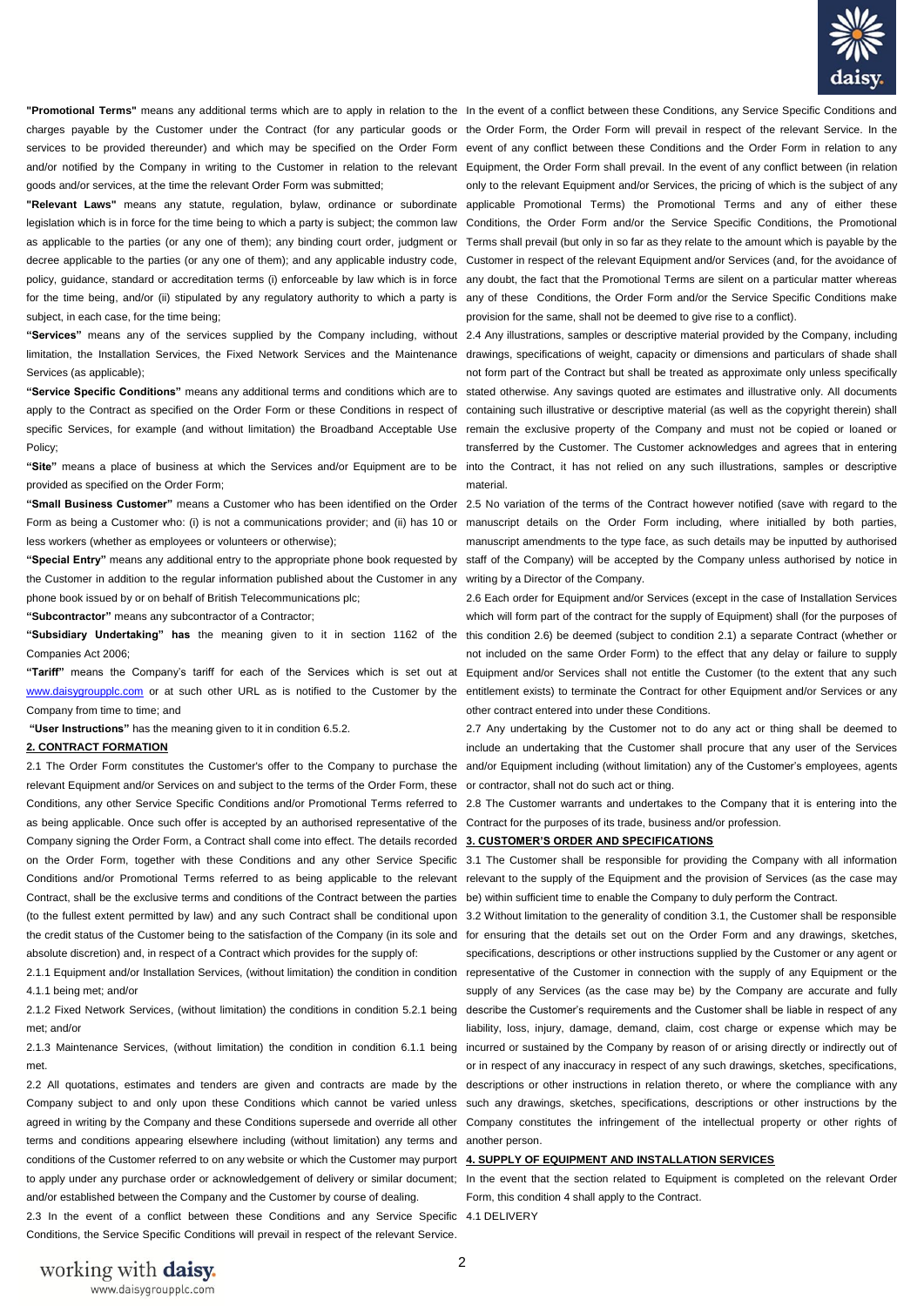**"Promotional Terms"** means any additional terms which are to apply in relation to the charges payable by the Customer under the Contract (for any particular goods or services to be provided thereunder) and which may be specified on the Order Form and/or notified by the Company in writing to the Customer in relation to the relevant goods and/or services, at the time the relevant Order Form was submitted;

**"Relevant Laws"** means any statute, regulation, bylaw, ordinance or subordinate legislation which is in force for the time being to which a party is subject; the common law as applicable to the parties (or any one of them); any binding court order, judgment or decree applicable to the parties (or any one of them); and any applicable industry code, policy, guidance, standard or accreditation terms (i) enforceable by law which is in force for the time being, and/or (ii) stipulated by any regulatory authority to which a party is subject, in each case, for the time being;

**"Services"** means any of the services supplied by the Company including, without limitation, the Installation Services, the Fixed Network Services and the Maintenance Services (as applicable);

**"Service Specific Conditions"** means any additional terms and conditions which are to apply to the Contract as specified on the Order Form or these Conditions in respect of specific Services, for example (and without limitation) the Broadband Acceptable Use Policy;

**"Site"** means a place of business at which the Services and/or Equipment are to be provided as specified on the Order Form;

**"Small Business Customer"** means a Customer who has been identified on the Order Form as being a Customer who: (i) is not a communications provider; and (ii) has 10 or less workers (whether as employees or volunteers or otherwise);

**"Special Entry"** means any additional entry to the appropriate phone book requested by the Customer in addition to the regular information published about the Customer in any phone book issued by or on behalf of British Telecommunications plc;

**"Subcontractor"** means any subcontractor of a Contractor;

**"Subsidiary Undertaking" has** the meaning given to it in section 1162 of the Companies Act 2006;

**"Tariff"** means the Company's tariff for each of the Services which is set out at www.daisygroupplc.com or at such other URL as is notified to the Customer by the Company from time to time; and

**"User Instructions"** has the meaning given to it in condition 6.5.2.

## 2. CONTRACT FORMATION

2.1 The Order Form constitutes the Customer's offer to the Company to purchase the relevant Equipment and/or Services on and subject to the terms of the Order Form, these Conditions, any other Service Specific Conditions and/or Promotional Terms referred to as being applicable. Once such offer is accepted by an authorised representative of the Company signing the Order Form, a Contract shall come into effect. The details recorded on the Order Form, together with these Conditions and any other Service Specific Conditions and/or Promotional Terms referred to as being applicable to the relevant Contract, shall be the exclusive terms and conditions of the Contract between the parties (to the fullest extent permitted by law) and any such Contract shall be conditional upon the credit status of the Customer being to the satisfaction of the Company (in its sole and absolute discretion) and, in respect of a Contract which provides for the supply of:

2.1.1 Equipment and/or Installation Services, (without limitation) the condition in condition 4.1.1 being met; and/or

2.1.2 Fixed Network Services, (without limitation) the conditions in condition 5.2.1 being met; and/or

2.1.3 Maintenance Services, (without limitation) the condition in condition 6.1.1 being met.

2.2 All quotations, estimates and tenders are given and contracts are made by the Company subject to and only upon these Conditions which cannot be varied unless agreed in writing by the Company and these Conditions supersede and override all other terms and conditions appearing elsewhere including (without limitation) any terms and conditions of the Customer referred to on any website or which the Customer may purport to apply under any purchase order or acknowledgement of delivery or similar document; and/or established between the Company and the Customer by course of dealing.

2.3 In the event of a conflict between these Conditions and any Service Specific Conditions, the Service Specific Conditions will prevail in respect of the relevant Service. In the event of a conflict between these Conditions, any Service Specific Conditions and the Order Form, the Order Form will prevail in respect of the relevant Service. In the event of any conflict between these Conditions and the Order Form in relation to any Equipment, the Order Form shall prevail. In the event of any conflict between (in relation only to the relevant Equipment and/or Services, the pricing of which is the subject of any applicable Promotional Terms) the Promotional Terms and any of either these Conditions, the Order Form and/or the Service Specific Conditions, the Promotional Terms shall prevail (but only in so far as they relate to the amount which is payable by the Customer in respect of the relevant Equipment and/or Services (and, for the avoidance of any doubt, the fact that the Promotional Terms are silent on a particular matter whereas any of these Conditions, the Order Form and/or the Service Specific Conditions make provision for the same, shall not be deemed to give rise to a conflict).

2.4 Any illustrations, samples or descriptive material provided by the Company, including drawings, specifications of weight, capacity or dimensions and particulars of shade shall not form part of the Contract but shall be treated as approximate only unless specifically stated otherwise. Any savings quoted are estimates and illustrative only. All documents containing such illustrative or descriptive material (as well as the copyright therein) shall remain the exclusive property of the Company and must not be copied or loaned or transferred by the Customer. The Customer acknowledges and agrees that in entering into the Contract, it has not relied on any such illustrations, samples or descriptive material.

2.5 No variation of the terms of the Contract however notified (save with regard to the manuscript details on the Order Form including, where initialled by both parties, manuscript amendments to the type face, as such details may be inputted by authorised staff of the Company) will be accepted by the Company unless authorised by notice in writing by a Director of the Company.

2.6 Each order for Equipment and/or Services (except in the case of Installation Services which will form part of the contract for the supply of Equipment) shall (for the purposes of this condition 2.6) be deemed (subject to condition 2.1) a separate Contract (whether or not included on the same Order Form) to the effect that any delay or failure to supply Equipment and/or Services shall not entitle the Customer (to the extent that any such entitlement exists) to terminate the Contract for other Equipment and/or Services or any other contract entered into under these Conditions.

2.7 Any undertaking by the Customer not to do any act or thing shall be deemed to include an undertaking that the Customer shall procure that any user of the Services and/or Equipment including (without limitation) any of the Customer's employees, agents or contractor, shall not do such act or thing.

2.8 The Customer warrants and undertakes to the Company that it is entering into the Contract for the purposes of its trade, business and/or profession.

## 3. CUSTOMER'S ORDER AND SPECIFICATIONS

3.1 The Customer shall be responsible for providing the Company with all information relevant to the supply of the Equipment and the provision of Services (as the case may be) within sufficient time to enable the Company to duly perform the Contract.

3.2 Without limitation to the generality of condition 3.1, the Customer shall be responsible for ensuring that the details set out on the Order Form and any drawings, sketches, specifications, descriptions or other instructions supplied by the Customer or any agent or representative of the Customer in connection with the supply of any Equipment or the supply of any Services (as the case may be) by the Company are accurate and fully describe the Customer's requirements and the Customer shall be liable in respect of any liability, loss, injury, damage, demand, claim, cost charge or expense which may be incurred or sustained by the Company by reason of or arising directly or indirectly out of or in respect of any inaccuracy in respect of any such drawings, sketches, specifications, descriptions or other instructions in relation thereto, or where the compliance with any such any drawings, sketches, specifications, descriptions or other instructions by the Company constitutes the infringement of the intellectual property or other rights of another person.

## 4. SUPPLY OF EQUIPMENT AND INSTALLATION SERVICES

In the event that the section related to Equipment is completed on the relevant Order Form, this condition 4 shall apply to the Contract.

4.1 DELIVERY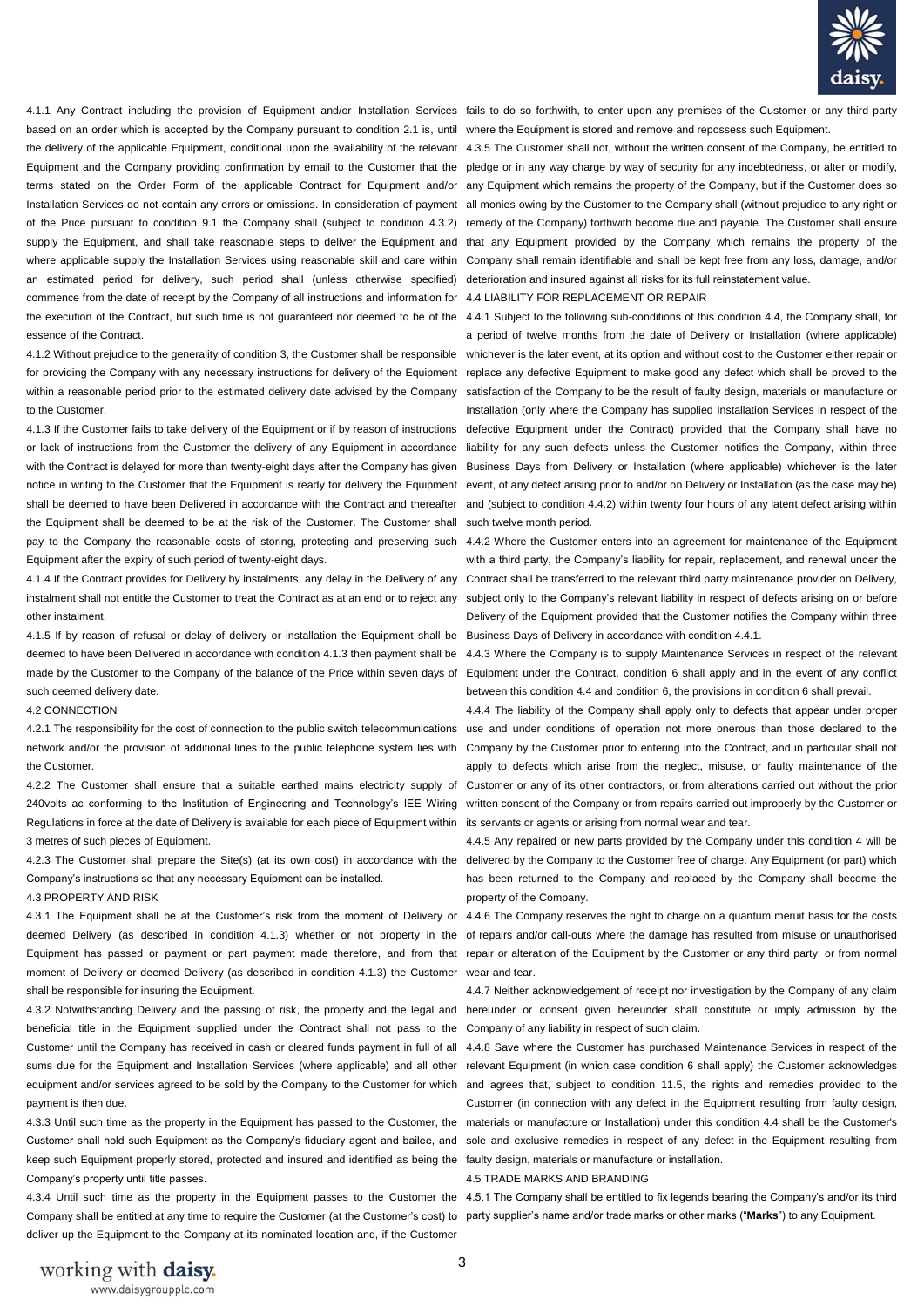4.1.1 Any Contract including the provision of Equipment and/or Installation Services based on an order which is accepted by the Company pursuant to condition 2.1 is, until the delivery of the applicable Equipment, conditional upon the availability of the relevant Equipment and the Company providing confirmation by email to the Customer that the terms stated on the Order Form of the applicable Contract for Equipment and/or Installation Services do not contain any errors or omissions. In consideration of payment of the Price pursuant to condition 9.1 the Company shall (subject to condition 4.3.2) supply the Equipment, and shall take reasonable steps to deliver the Equipment and where applicable supply the Installation Services using reasonable skill and care within an estimated period for delivery, such period shall (unless otherwise specified) commence from the date of receipt by the Company of all instructions and information for the execution of the Contract, but such time is not guaranteed nor deemed to be of the essence of the Contract.

4.1.2 Without prejudice to the generality of condition 3, the Customer shall be responsible for providing the Company with any necessary instructions for delivery of the Equipment within a reasonable period prior to the estimated delivery date advised by the Company to the Customer.

4.1.3 If the Customer fails to take delivery of the Equipment or if by reason of instructions or lack of instructions from the Customer the delivery of any Equipment in accordance with the Contract is delayed for more than twenty-eight days after the Company has given notice in writing to the Customer that the Equipment is ready for delivery the Equipment shall be deemed to have been Delivered in accordance with the Contract and thereafter the Equipment shall be deemed to be at the risk of the Customer. The Customer shall pay to the Company the reasonable costs of storing, protecting and preserving such Equipment after the expiry of such period of twenty-eight days.

4.1.4 If the Contract provides for Delivery by instalments, any delay in the Delivery of any instalment shall not entitle the Customer to treat the Contract as at an end or to reject any other instalment.

4.1.5 If by reason of refusal or delay of delivery or installation the Equipment shall be deemed to have been Delivered in accordance with condition 4.1.3 then payment shall be made by the Customer to the Company of the balance of the Price within seven days of such deemed delivery date.

4.2 CONNECTION

4.2.1 The responsibility for the cost of connection to the public switch telecommunications network and/or the provision of additional lines to the public telephone system lies with the Customer.

4.2.2 The Customer shall ensure that a suitable earthed mains electricity supply of 240volts ac conforming to the Institution of Engineering and Technology's IEE Wiring Regulations in force at the date of Delivery is available for each piece of Equipment within 3 metres of such pieces of Equipment.

4.2.3 The Customer shall prepare the Site(s) (at its own cost) in accordance with the Company's instructions so that any necessary Equipment can be installed.

4.3 PROPERTY AND RISK

4.3.1 The Equipment shall be at the Customer's risk from the moment of Delivery or deemed Delivery (as described in condition 4.1.3) whether or not property in the Equipment has passed or payment or part payment made therefore, and from that moment of Delivery or deemed Delivery (as described in condition 4.1.3) the Customer shall be responsible for insuring the Equipment.

4.3.2 Notwithstanding Delivery and the passing of risk, the property and the legal and beneficial title in the Equipment supplied under the Contract shall not pass to the Customer until the Company has received in cash or cleared funds payment in full of all sums due for the Equipment and Installation Services (where applicable) and all other equipment and/or services agreed to be sold by the Company to the Customer for which payment is then due.

4.3.3 Until such time as the property in the Equipment has passed to the Customer, the Customer shall hold such Equipment as the Company's fiduciary agent and bailee, and keep such Equipment properly stored, protected and insured and identified as being the Company's property until title passes.

4.3.4 Until such time as the property in the Equipment passes to the Customer the Company shall be entitled at any time to require the Customer (at the Customer's cost) to deliver up the Equipment to the Company at its nominated location and, if the Customer fails to do so forthwith, to enter upon any premises of the Customer or any third party where the Equipment is stored and remove and repossess such Equipment.

4.3.5 The Customer shall not, without the written consent of the Company, be entitled to pledge or in any way charge by way of security for any indebtedness, or alter or modify, any Equipment which remains the property of the Company, but if the Customer does so all monies owing by the Customer to the Company shall (without prejudice to any right or remedy of the Company) forthwith become due and payable. The Customer shall ensure that any Equipment provided by the Company which remains the property of the Company shall remain identifiable and shall be kept free from any loss, damage, and/or deterioration and insured against all risks for its full reinstatement value.

4.4 LIABILITY FOR REPLACEMENT OR REPAIR

4.4.1 Subject to the following sub-conditions of this condition 4.4, the Company shall, for a period of twelve months from the date of Delivery or Installation (where applicable) whichever is the later event, at its option and without cost to the Customer either repair or replace any defective Equipment to make good any defect which shall be proved to the satisfaction of the Company to be the result of faulty design, materials or manufacture or Installation (only where the Company has supplied Installation Services in respect of the defective Equipment under the Contract) provided that the Company shall have no liability for any such defects unless the Customer notifies the Company, within three Business Days from Delivery or Installation (where applicable) whichever is the later event, of any defect arising prior to and/or on Delivery or Installation (as the case may be) and (subject to condition 4.4.2) within twenty four hours of any latent defect arising within such twelve month period.

4.4.2 Where the Customer enters into an agreement for maintenance of the Equipment with a third party, the Company's liability for repair, replacement, and renewal under the Contract shall be transferred to the relevant third party maintenance provider on Delivery, subject only to the Company's relevant liability in respect of defects arising on or before Delivery of the Equipment provided that the Customer notifies the Company within three Business Days of Delivery in accordance with condition 4.4.1.

4.4.3 Where the Company is to supply Maintenance Services in respect of the relevant Equipment under the Contract, condition 6 shall apply and in the event of any conflict between this condition 4.4 and condition 6, the provisions in condition 6 shall prevail.

4.4.4 The liability of the Company shall apply only to defects that appear under proper use and under conditions of operation not more onerous than those declared to the Company by the Customer prior to entering into the Contract, and in particular shall not apply to defects which arise from the neglect, misuse, or faulty maintenance of the Customer or any of its other contractors, or from alterations carried out without the prior written consent of the Company or from repairs carried out improperly by the Customer or its servants or agents or arising from normal wear and tear.

4.4.5 Any repaired or new parts provided by the Company under this condition 4 will be delivered by the Company to the Customer free of charge. Any Equipment (or part) which has been returned to the Company and replaced by the Company shall become the property of the Company.

4.4.6 The Company reserves the right to charge on a quantum meruit basis for the costs of repairs and/or call-outs where the damage has resulted from misuse or unauthorised repair or alteration of the Equipment by the Customer or any third party, or from normal wear and tear.

4.4.7 Neither acknowledgement of receipt nor investigation by the Company of any claim hereunder or consent given hereunder shall constitute or imply admission by the Company of any liability in respect of such claim.

4.4.8 Save where the Customer has purchased Maintenance Services in respect of the relevant Equipment (in which case condition 6 shall apply) the Customer acknowledges and agrees that, subject to condition 11.5, the rights and remedies provided to the Customer (in connection with any defect in the Equipment resulting from faulty design, materials or manufacture or Installation) under this condition 4.4 shall be the Customer's sole and exclusive remedies in respect of any defect in the Equipment resulting from faulty design, materials or manufacture or installation.

4.5 TRADE MARKS AND BRANDING

4.5.1 The Company shall be entitled to fix legends bearing the Company's and/or its third party supplier's name and/or trade marks or other marks ("**Marks**") to any Equipment.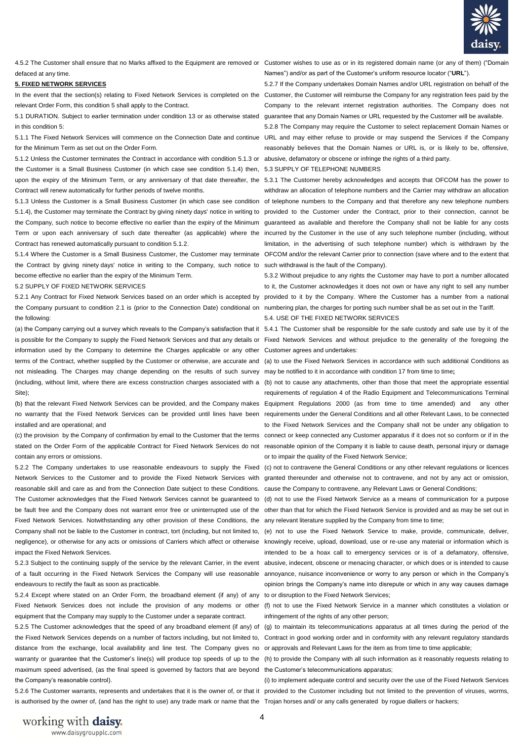4.5.2 The Customer shall ensure that no Marks affixed to the Equipment are removed or defaced at any time.

**5. FIXED NETWORK SERVICES**

In the event that the section(s) relating to Fixed Network Services is completed on the relevant Order Form, this condition 5 shall apply to the Contract.

5.1 DURATION. Subject to earlier termination under condition 13 or as otherwise stated in this condition 5:

5.1.1 The Fixed Network Services will commence on the Connection Date and continue for the Minimum Term as set out on the Order Form.

5.1.2 Unless the Customer terminates the Contract in accordance with condition 5.1.3 or the Customer is a Small Business Customer (in which case see condition 5.1.4) then, upon the expiry of the Minimum Term, or any anniversary of that date thereafter, the Contract will renew automatically for further periods of twelve months.

5.1.3 Unless the Customer is a Small Business Customer (in which case see condition 5.1.4), the Customer may terminate the Contract by giving ninety days' notice in writing to the Company, such notice to become effective no earlier than the expiry of the Minimum Term or upon each anniversary of such date thereafter (as applicable) where the Contract has renewed automatically pursuant to condition 5.1.2.

5.1.4 Where the Customer is a Small Business Customer, the Customer may terminate the Contract by giving ninety days' notice in writing to the Company, such notice to become effective no earlier than the expiry of the Minimum Term.

5.2 SUPPLY OF FIXED NETWORK SERVICES

5.2.1 Any Contract for Fixed Network Services based on an order which is accepted by the Company pursuant to condition 2.1 is (prior to the Connection Date) conditional on the following:

(a) the Company carrying out a survey which reveals to the Company's satisfaction that it is possible for the Company to supply the Fixed Network Services and that any details or information used by the Company to determine the Charges applicable or any other terms of the Contract, whether supplied by the Customer or otherwise, are accurate and not misleading. The Charges may change depending on the results of such survey (including, without limit, where there are excess construction charges associated with a Site);

(b) that the relevant Fixed Network Services can be provided, and the Company makes no warranty that the Fixed Network Services can be provided until lines have been installed and are operational; and

(c) the provision by the Company of confirmation by email to the Customer that the terms stated on the Order Form of the applicable Contract for Fixed Network Services do not contain any errors or omissions.

5.2.2 The Company undertakes to use reasonable endeavours to supply the Fixed Network Services to the Customer and to provide the Fixed Network Services with reasonable skill and care as and from the Connection Date subject to these Conditions. The Customer acknowledges that the Fixed Network Services cannot be guaranteed to be fault free and the Company does not warrant error free or uninterrupted use of the Fixed Network Services. Notwithstanding any other provision of these Conditions, the Company shall not be liable to the Customer in contract, tort (including, but not limited to, negligence), or otherwise for any acts or omissions of Carriers which affect or otherwise impact the Fixed Network Services.

5.2.3 Subject to the continuing supply of the service by the relevant Carrier, in the event of a fault occurring in the Fixed Network Services the Company will use reasonable endeavours to rectify the fault as soon as practicable.

5.2.4 Except where stated on an Order Form, the broadband element (if any) of any Fixed Network Services does not include the provision of any modems or other equipment that the Company may supply to the Customer under a separate contract.

5.2.5 The Customer acknowledges that the speed of any broadband element (if any) of the Fixed Network Services depends on a number of factors including, but not limited to, distance from the exchange, local availability and line test. The Company gives no warranty or guarantee that the Customer's line(s) will produce top speeds of up to the maximum speed advertised, (as the final speed is governed by factors that are beyond the Company's reasonable control).

5.2.6 The Customer warrants, represents and undertakes that it is the owner of, or that it is authorised by the owner of, (and has the right to use) any trade mark or name that the Customer wishes to use as or in its registered domain name (or any of them) ("Domain Names") and/or as part of the Customer's uniform resource locator ("**URL**").

5.2.7 If the Company undertakes Domain Names and/or URL registration on behalf of the Customer, the Customer will reimburse the Company for any registration fees paid by the Company to the relevant internet registration authorities. The Company does not guarantee that any Domain Names or URL requested by the Customer will be available.

5.2.8 The Company may require the Customer to select replacement Domain Names or URL and may either refuse to provide or may suspend the Services if the Company reasonably believes that the Domain Names or URL is, or is likely to be, offensive, abusive, defamatory or obscene or infringe the rights of a third party.

5.3 SUPPLY OF TELEPHONE NUMBERS

5.3.1 The Customer hereby acknowledges and accepts that OFCOM has the power to withdraw an allocation of telephone numbers and the Carrier may withdraw an allocation of telephone numbers to the Company and that therefore any new telephone numbers provided to the Customer under the Contract, prior to their connection, cannot be guaranteed as available and therefore the Company shall not be liable for any costs incurred by the Customer in the use of any such telephone number (including, without limitation, in the advertising of such telephone number) which is withdrawn by the OFCOM and/or the relevant Carrier prior to connection (save where and to the extent that such withdrawal is the fault of the Company).

5.3.2 Without prejudice to any rights the Customer may have to port a number allocated to it, the Customer acknowledges it does not own or have any right to sell any number provided to it by the Company. Where the Customer has a number from a national numbering plan, the charges for porting such number shall be as set out in the Tariff.

5.4. USE OF THE FIXED NETWORK SERVICES

5.4.1 The Customer shall be responsible for the safe custody and safe use by it of the Fixed Network Services and without prejudice to the generality of the foregoing the Customer agrees and undertakes:

(a) to use the Fixed Network Services in accordance with such additional Conditions as may be notified to it in accordance with condition 17 from time to time;

(b) not to cause any attachments, other than those that meet the appropriate essential requirements of regulation 4 of the Radio Equipment and Telecommunications Terminal Equipment Regulations 2000 (as from time to time amended) and any other requirements under the General Conditions and all other Relevant Laws, to be connected to the Fixed Network Services and the Company shall not be under any obligation to connect or keep connected any Customer apparatus if it does not so conform or if in the reasonable opinion of the Company it is liable to cause death, personal injury or damage or to impair the quality of the Fixed Network Service;

(c) not to contravene the General Conditions or any other relevant regulations or licences granted thereunder and otherwise not to contravene, and not by any act or omission, cause the Company to contravene, any Relevant Laws or General Conditions;

(d) not to use the Fixed Network Service as a means of communication for a purpose other than that for which the Fixed Network Service is provided and as may be set out in any relevant literature supplied by the Company from time to time;

(e) not to use the Fixed Network Service to make, provide, communicate, deliver, knowingly receive, upload, download, use or re-use any material or information which is intended to be a hoax call to emergency services or is of a defamatory, offensive, abusive, indecent, obscene or menacing character, or which does or is intended to cause annoyance, nuisance inconvenience or worry to any person or which in the Company's opinion brings the Company's name into disrepute or which in any way causes damage to or disruption to the Fixed Network Services;

(f) not to use the Fixed Network Service in a manner which constitutes a violation or infringement of the rights of any other person;

(g) to maintain its telecommunications apparatus at all times during the period of the Contract in good working order and in conformity with any relevant regulatory standards or approvals and Relevant Laws for the item as from time to time applicable;

(h) to provide the Company with all such information as it reasonably requests relating to the Customer's telecommunications apparatus;

(i) to implement adequate control and security over the use of the Fixed Network Services provided to the Customer including but not limited to the prevention of viruses, worms, Trojan horses and/ or any calls generated by rogue diallers or hackers;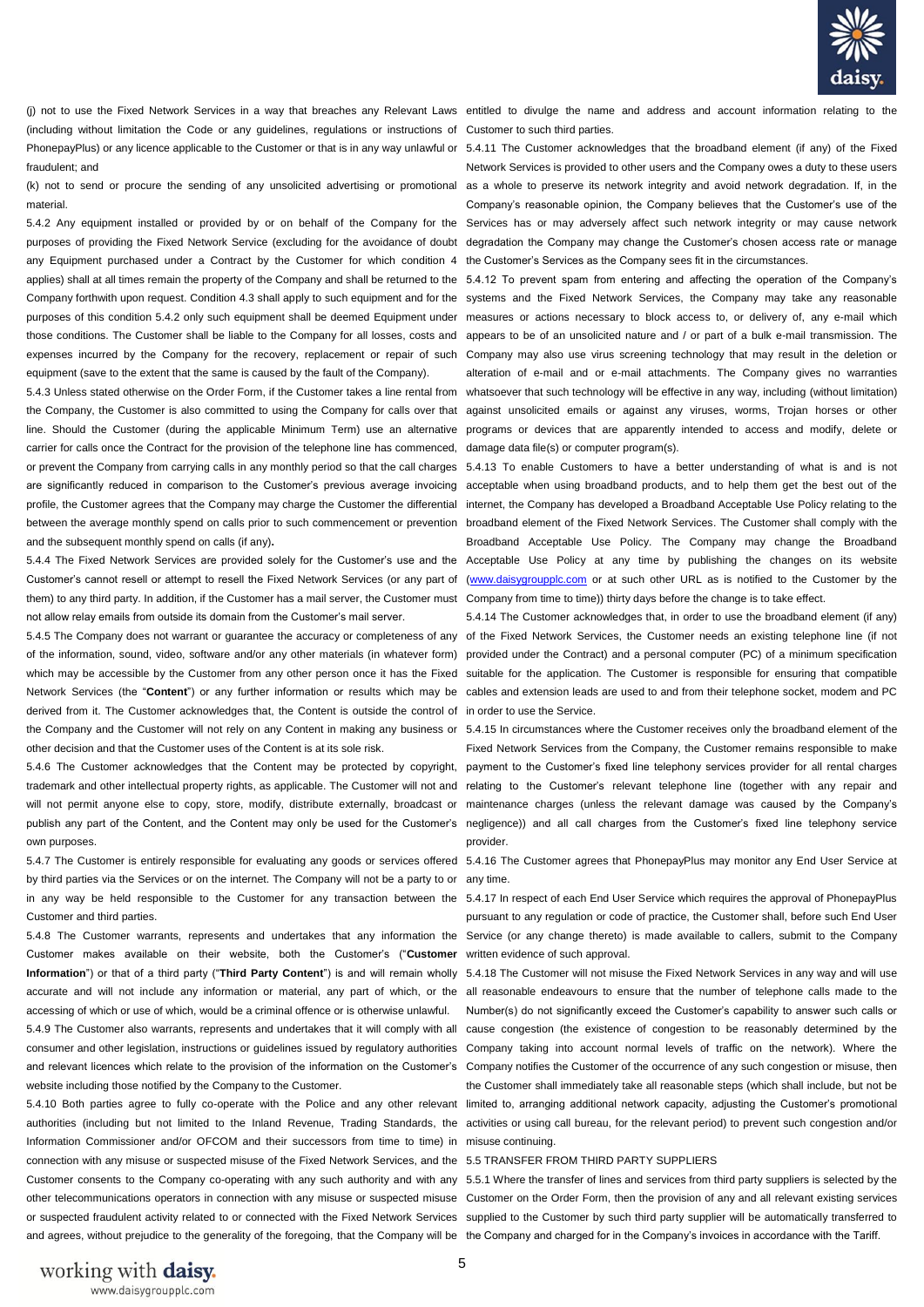(j) not to use the Fixed Network Services in a way that breaches any Relevant Laws (including without limitation the Code or any guidelines, regulations or instructions of PhonepayPlus) or any licence applicable to the Customer or that is in any way unlawful or fraudulent; and

(k) not to send or procure the sending of any unsolicited advertising or promotional material.

5.4.2 Any equipment installed or provided by or on behalf of the Company for the purposes of providing the Fixed Network Service (excluding for the avoidance of doubt any Equipment purchased under a Contract by the Customer for which condition 4 applies) shall at all times remain the property of the Company and shall be returned to the Company forthwith upon request. Condition 4.3 shall apply to such equipment and for the purposes of this condition 5.4.2 only such equipment shall be deemed Equipment under those conditions. The Customer shall be liable to the Company for all losses, costs and expenses incurred by the Company for the recovery, replacement or repair of such equipment (save to the extent that the same is caused by the fault of the Company).

5.4.3 Unless stated otherwise on the Order Form, if the Customer takes a line rental from the Company, the Customer is also committed to using the Company for calls over that line. Should the Customer (during the applicable Minimum Term) use an alternative carrier for calls once the Contract for the provision of the telephone line has commenced, or prevent the Company from carrying calls in any monthly period so that the call charges are significantly reduced in comparison to the Customer's previous average invoicing profile, the Customer agrees that the Company may charge the Customer the differential between the average monthly spend on calls prior to such commencement or prevention and the subsequent monthly spend on calls (if any).

5.4.4 The Fixed Network Services are provided solely for the Customer's use and the Customer's cannot resell or attempt to resell the Fixed Network Services (or any part of them) to any third party. In addition, if the Customer has a mail server, the Customer must not allow relay emails from outside its domain from the Customer's mail server.

5.4.5 The Company does not warrant or guarantee the accuracy or completeness of any of the information, sound, video, software and/or any other materials (in whatever form) which may be accessible by the Customer from any other person once it has the Fixed Network Services (the "**Content**") or any further information or results which may be derived from it. The Customer acknowledges that, the Content is outside the control of the Company and the Customer will not rely on any Content in making any business or other decision and that the Customer uses of the Content is at its sole risk.

5.4.6 The Customer acknowledges that the Content may be protected by copyright, trademark and other intellectual property rights, as applicable. The Customer will not and will not permit anyone else to copy, store, modify, distribute externally, broadcast or publish any part of the Content, and the Content may only be used for the Customer's own purposes.

5.4.7 The Customer is entirely responsible for evaluating any goods or services offered by third parties via the Services or on the internet. The Company will not be a party to or in any way be held responsible to the Customer for any transaction between the Customer and third parties.

5.4.8 The Customer warrants, represents and undertakes that any information the Customer makes available on their website, both the Customer's ("**Customer Information**") or that of a third party ("**Third Party Content**") is and will remain wholly accurate and will not include any information or material, any part of which, or the accessing of which or use of which, would be a criminal offence or is otherwise unlawful.

5.4.9 The Customer also warrants, represents and undertakes that it will comply with all consumer and other legislation, instructions or guidelines issued by regulatory authorities and relevant licences which relate to the provision of the information on the Customer's website including those notified by the Company to the Customer.

5.4.10 Both parties agree to fully co-operate with the Police and any other relevant authorities (including but not limited to the Inland Revenue, Trading Standards, the Information Commissioner and/or OFCOM and their successors from time to time) in connection with any misuse or suspected misuse of the Fixed Network Services, and the Customer consents to the Company co-operating with any such authority and with any other telecommunications operators in connection with any misuse or suspected misuse or suspected fraudulent activity related to or connected with the Fixed Network Services and agrees, without prejudice to the generality of the foregoing, that the Company will be entitled to divulge the name and address and account information relating to the Customer to such third parties.

5.4.11 The Customer acknowledges that the broadband element (if any) of the Fixed Network Services is provided to other users and the Company owes a duty to these users as a whole to preserve its network integrity and avoid network degradation. If, in the Company's reasonable opinion, the Company believes that the Customer's use of the Services has or may adversely affect such network integrity or may cause network degradation the Company may change the Customer's chosen access rate or manage the Customer's Services as the Company sees fit in the circumstances.

5.4.12 To prevent spam from entering and affecting the operation of the Company's systems and the Fixed Network Services, the Company may take any reasonable measures or actions necessary to block access to, or delivery of, any e-mail which appears to be of an unsolicited nature and / or part of a bulk e-mail transmission. The Company may also use virus screening technology that may result in the deletion or alteration of e-mail and or e-mail attachments. The Company gives no warranties whatsoever that such technology will be effective in any way, including (without limitation) against unsolicited emails or against any viruses, worms, Trojan horses or other programs or devices that are apparently intended to access and modify, delete or damage data file(s) or computer program(s).

5.4.13 To enable Customers to have a better understanding of what is and is not acceptable when using broadband products, and to help them get the best out of the internet, the Company has developed a Broadband Acceptable Use Policy relating to the broadband element of the Fixed Network Services. The Customer shall comply with the Broadband Acceptable Use Policy. The Company may change the Broadband Acceptable Use Policy at any time by publishing the changes on its website (www.daisygroupplc.com or at such other URL as is notified to the Customer by the Company from time to time)) thirty days before the change is to take effect.

5.4.14 The Customer acknowledges that, in order to use the broadband element (if any) of the Fixed Network Services, the Customer needs an existing telephone line (if not provided under the Contract) and a personal computer (PC) of a minimum specification suitable for the application. The Customer is responsible for ensuring that compatible cables and extension leads are used to and from their telephone socket, modem and PC in order to use the Service.

5.4.15 In circumstances where the Customer receives only the broadband element of the Fixed Network Services from the Company, the Customer remains responsible to make payment to the Customer's fixed line telephony services provider for all rental charges relating to the Customer's relevant telephone line (together with any repair and maintenance charges (unless the relevant damage was caused by the Company's negligence)) and all call charges from the Customer's fixed line telephony service provider.

5.4.16 The Customer agrees that PhonepayPlus may monitor any End User Service at any time.

5.4.17 In respect of each End User Service which requires the approval of PhonepayPlus pursuant to any regulation or code of practice, the Customer shall, before such End User Service (or any change thereto) is made available to callers, submit to the Company written evidence of such approval.

5.4.18 The Customer will not misuse the Fixed Network Services in any way and will use all reasonable endeavours to ensure that the number of telephone calls made to the Number(s) do not significantly exceed the Customer's capability to answer such calls or cause congestion (the existence of congestion to be reasonably determined by the Company taking into account normal levels of traffic on the network). Where the Company notifies the Customer of the occurrence of any such congestion or misuse, then the Customer shall immediately take all reasonable steps (which shall include, but not be limited to, arranging additional network capacity, adjusting the Customer's promotional activities or using call bureau, for the relevant period) to prevent such congestion and/or misuse continuing.

5.5 TRANSFER FROM THIRD PARTY SUPPLIERS

5.5.1 Where the transfer of lines and services from third party suppliers is selected by the Customer on the Order Form, then the provision of any and all relevant existing services supplied to the Customer by such third party supplier will be automatically transferred to the Company and charged for in the Company's invoices in accordance with the Tariff.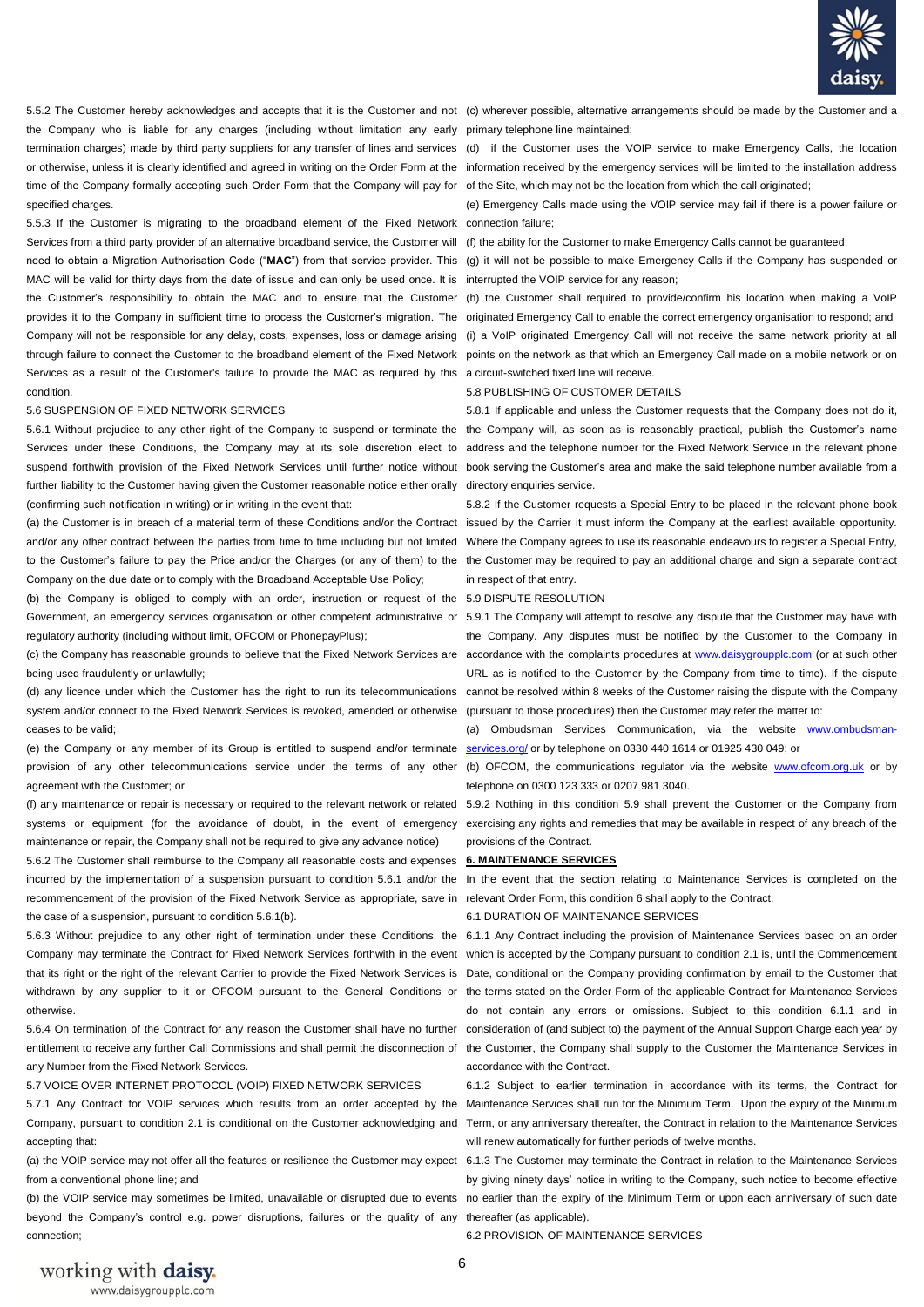5.5.2 The Customer hereby acknowledges and accepts that it is the Customer and not the Company who is liable for any charges (including without limitation any early termination charges) made by third party suppliers for any transfer of lines and services or otherwise, unless it is clearly identified and agreed in writing on the Order Form at the time of the Company formally accepting such Order Form that the Company will pay for specified charges.

5.5.3 If the Customer is migrating to the broadband element of the Fixed Network Services from a third party provider of an alternative broadband service, the Customer will need to obtain a Migration Authorisation Code ("**MAC**") from that service provider. This MAC will be valid for thirty days from the date of issue and can only be used once. It is the Customer's responsibility to obtain the MAC and to ensure that the Customer provides it to the Company in sufficient time to process the Customer's migration. The Company will not be responsible for any delay, costs, expenses, loss or damage arising through failure to connect the Customer to the broadband element of the Fixed Network Services as a result of the Customer's failure to provide the MAC as required by this condition.

5.6 SUSPENSION OF FIXED NETWORK SERVICES

5.6.1 Without prejudice to any other right of the Company to suspend or terminate the Services under these Conditions, the Company may at its sole discretion elect to suspend forthwith provision of the Fixed Network Services until further notice without further liability to the Customer having given the Customer reasonable notice either orally (confirming such notification in writing) or in writing in the event that:

(a) the Customer is in breach of a material term of these Conditions and/or the Contract and/or any other contract between the parties from time to time including but not limited to the Customer's failure to pay the Price and/or the Charges (or any of them) to the Company on the due date or to comply with the Broadband Acceptable Use Policy;

(b) the Company is obliged to comply with an order, instruction or request of the Government, an emergency services organisation or other competent administrative or regulatory authority (including without limit, OFCOM or PhonepayPlus);

(c) the Company has reasonable grounds to believe that the Fixed Network Services are being used fraudulently or unlawfully;

(d) any licence under which the Customer has the right to run its telecommunications system and/or connect to the Fixed Network Services is revoked, amended or otherwise ceases to be valid;

(e) the Company or any member of its Group is entitled to suspend and/or terminate provision of any other telecommunications service under the terms of any other agreement with the Customer; or

(f) any maintenance or repair is necessary or required to the relevant network or related systems or equipment (for the avoidance of doubt, in the event of emergency maintenance or repair, the Company shall not be required to give any advance notice)

5.6.2 The Customer shall reimburse to the Company all reasonable costs and expenses incurred by the implementation of a suspension pursuant to condition 5.6.1 and/or the recommencement of the provision of the Fixed Network Service as appropriate, save in the case of a suspension, pursuant to condition 5.6.1(b).

5.6.3 Without prejudice to any other right of termination under these Conditions, the Company may terminate the Contract for Fixed Network Services forthwith in the event that its right or the right of the relevant Carrier to provide the Fixed Network Services is withdrawn by any supplier to it or OFCOM pursuant to the General Conditions or otherwise.

5.6.4 On termination of the Contract for any reason the Customer shall have no further entitlement to receive any further Call Commissions and shall permit the disconnection of any Number from the Fixed Network Services.

5.7 VOICE OVER INTERNET PROTOCOL (VOIP) FIXED NETWORK SERVICES

5.7.1 Any Contract for VOIP services which results from an order accepted by the Company, pursuant to condition 2.1 is conditional on the Customer acknowledging and accepting that:

(a) the VOIP service may not offer all the features or resilience the Customer may expect from a conventional phone line; and

(b) the VOIP service may sometimes be limited, unavailable or disrupted due to events beyond the Company's control e.g. power disruptions, failures or the quality of any connection;

(c) wherever possible, alternative arrangements should be made by the Customer and a primary telephone line maintained;

(d) if the Customer uses the VOIP service to make Emergency Calls, the location information received by the emergency services will be limited to the installation address of the Site, which may not be the location from which the call originated;

(e) Emergency Calls made using the VOIP service may fail if there is a power failure or connection failure;

(f) the ability for the Customer to make Emergency Calls cannot be guaranteed;

(g) it will not be possible to make Emergency Calls if the Company has suspended or interrupted the VOIP service for any reason;

(h) the Customer shall required to provide/confirm his location when making a VoIP originated Emergency Call to enable the correct emergency organisation to respond; and

(i) a VoIP originated Emergency Call will not receive the same network priority at all points on the network as that which an Emergency Call made on a mobile network or on a circuit-switched fixed line will receive.

5.8 PUBLISHING OF CUSTOMER DETAILS

5.8.1 If applicable and unless the Customer requests that the Company does not do it, the Company will, as soon as is reasonably practical, publish the Customer's name address and the telephone number for the Fixed Network Service in the relevant phone book serving the Customer's area and make the said telephone number available from a directory enquiries service.

5.8.2 If the Customer requests a Special Entry to be placed in the relevant phone book issued by the Carrier it must inform the Company at the earliest available opportunity. Where the Company agrees to use its reasonable endeavours to register a Special Entry, the Customer may be required to pay an additional charge and sign a separate contract in respect of that entry.

5.9 DISPUTE RESOLUTION

5.9.1 The Company will attempt to resolve any dispute that the Customer may have with the Company. Any disputes must be notified by the Customer to the Company in accordance with the complaints procedures at www.daisygroupplc.com (or at such other URL as is notified to the Customer by the Company from time to time). If the dispute cannot be resolved within 8 weeks of the Customer raising the dispute with the Company (pursuant to those procedures) then the Customer may refer the matter to:

(a) Ombudsman Services Communication, via the website www.ombudsman-services.org/ or by telephone on 0330 440 1614 or 01925 430 049; or

(b) OFCOM, the communications regulator via the website www.ofcom.org.uk or by telephone on 0300 123 333 or 0207 981 3040.

5.9.2 Nothing in this condition 5.9 shall prevent the Customer or the Company from exercising any rights and remedies that may be available in respect of any breach of the provisions of the Contract.

## 6. MAINTENANCE SERVICES

In the event that the section relating to Maintenance Services is completed on the relevant Order Form, this condition 6 shall apply to the Contract.

6.1 DURATION OF MAINTENANCE SERVICES

6.1.1 Any Contract including the provision of Maintenance Services based on an order which is accepted by the Company pursuant to condition 2.1 is, until the Commencement Date, conditional on the Company providing confirmation by email to the Customer that the terms stated on the Order Form of the applicable Contract for Maintenance Services do not contain any errors or omissions. Subject to this condition 6.1.1 and in consideration of (and subject to) the payment of the Annual Support Charge each year by the Customer, the Company shall supply to the Customer the Maintenance Services in accordance with the Contract.

6.1.2 Subject to earlier termination in accordance with its terms, the Contract for Maintenance Services shall run for the Minimum Term. Upon the expiry of the Minimum Term, or any anniversary thereafter, the Contract in relation to the Maintenance Services will renew automatically for further periods of twelve months.

6.1.3 The Customer may terminate the Contract in relation to the Maintenance Services by giving ninety days' notice in writing to the Company, such notice to become effective no earlier than the expiry of the Minimum Term or upon each anniversary of such date thereafter (as applicable).

6.2 PROVISION OF MAINTENANCE SERVICES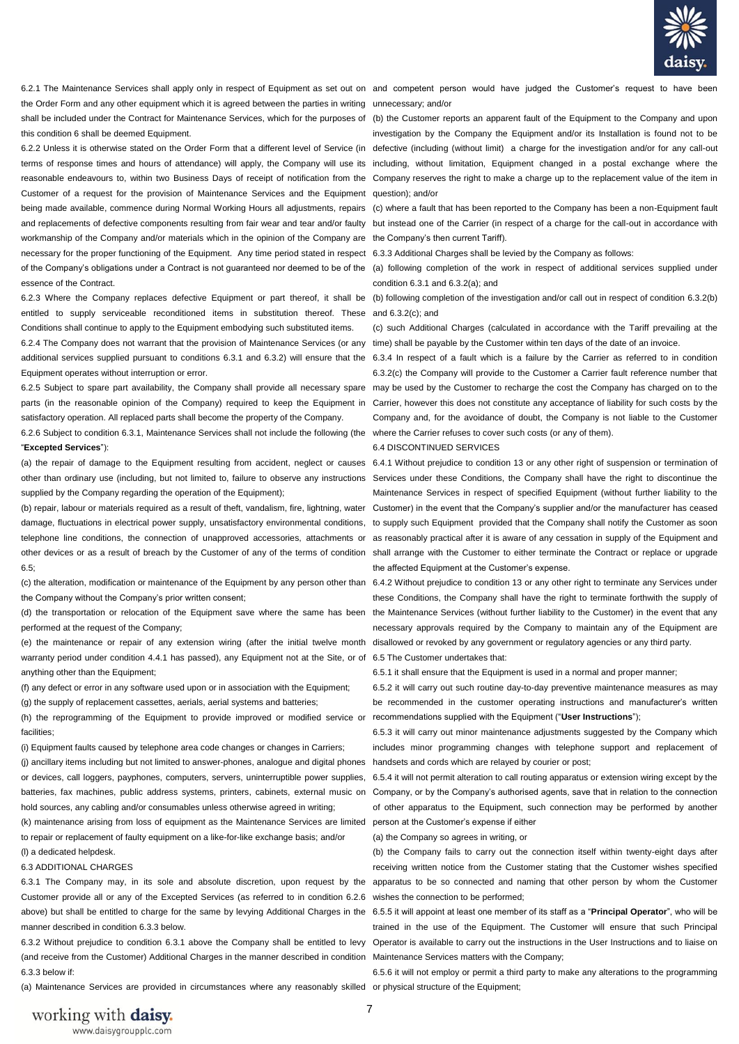6.2.1 The Maintenance Services shall apply only in respect of Equipment as set out on the Order Form and any other equipment which it is agreed between the parties in writing shall be included under the Contract for Maintenance Services, which for the purposes of this condition 6 shall be deemed Equipment.

6.2.2 Unless it is otherwise stated on the Order Form that a different level of Service (in terms of response times and hours of attendance) will apply, the Company will use its reasonable endeavours to, within two Business Days of receipt of notification from the Customer of a request for the provision of Maintenance Services and the Equipment being made available, commence during Normal Working Hours all adjustments, repairs and replacements of defective components resulting from fair wear and tear and/or faulty workmanship of the Company and/or materials which in the opinion of the Company are necessary for the proper functioning of the Equipment. Any time period stated in respect of the Company's obligations under a Contract is not guaranteed nor deemed to be of the essence of the Contract.

6.2.3 Where the Company replaces defective Equipment or part thereof, it shall be entitled to supply serviceable reconditioned items in substitution thereof. These Conditions shall continue to apply to the Equipment embodying such substituted items.

6.2.4 The Company does not warrant that the provision of Maintenance Services (or any additional services supplied pursuant to conditions 6.3.1 and 6.3.2) will ensure that the Equipment operates without interruption or error.

6.2.5 Subject to spare part availability, the Company shall provide all necessary spare parts (in the reasonable opinion of the Company) required to keep the Equipment in satisfactory operation. All replaced parts shall become the property of the Company.

6.2.6 Subject to condition 6.3.1, Maintenance Services shall not include the following (the "**Excepted Services**"):

(a) the repair of damage to the Equipment resulting from accident, neglect or causes other than ordinary use (including, but not limited to, failure to observe any instructions supplied by the Company regarding the operation of the Equipment);

(b) repair, labour or materials required as a result of theft, vandalism, fire, lightning, water damage, fluctuations in electrical power supply, unsatisfactory environmental conditions, telephone line conditions, the connection of unapproved accessories, attachments or other devices or as a result of breach by the Customer of any of the terms of condition 6.5;

(c) the alteration, modification or maintenance of the Equipment by any person other than the Company without the Company's prior written consent;

(d) the transportation or relocation of the Equipment save where the same has been performed at the request of the Company;

(e) the maintenance or repair of any extension wiring (after the initial twelve month warranty period under condition 4.4.1 has passed), any Equipment not at the Site, or of anything other than the Equipment;

(f) any defect or error in any software used upon or in association with the Equipment;

(g) the supply of replacement cassettes, aerials, aerial systems and batteries;

(h) the reprogramming of the Equipment to provide improved or modified service or facilities;

(i) Equipment faults caused by telephone area code changes or changes in Carriers;

(j) ancillary items including but not limited to answer-phones, analogue and digital phones or devices, call loggers, payphones, computers, servers, uninterruptible power supplies, batteries, fax machines, public address systems, printers, cabinets, external music on hold sources, any cabling and/or consumables unless otherwise agreed in writing;

(k) maintenance arising from loss of equipment as the Maintenance Services are limited to repair or replacement of faulty equipment on a like-for-like exchange basis; and/or

(l) a dedicated helpdesk.

6.3 ADDITIONAL CHARGES

6.3.1 The Company may, in its sole and absolute discretion, upon request by the Customer provide all or any of the Excepted Services (as referred to in condition 6.2.6 above) but shall be entitled to charge for the same by levying Additional Charges in the manner described in condition 6.3.3 below.

6.3.2 Without prejudice to condition 6.3.1 above the Company shall be entitled to levy (and receive from the Customer) Additional Charges in the manner described in condition 6.3.3 below if:

(a) Maintenance Services are provided in circumstances where any reasonably skilled and competent person would have judged the Customer's request to have been unnecessary; and/or

(b) the Customer reports an apparent fault of the Equipment to the Company and upon investigation by the Company the Equipment and/or its Installation is found not to be defective (including (without limit) a charge for the investigation and/or for any call-out including, without limitation, Equipment changed in a postal exchange where the Company reserves the right to make a charge up to the replacement value of the item in question); and/or

(c) where a fault that has been reported to the Company has been a non-Equipment fault but instead one of the Carrier (in respect of a charge for the call-out in accordance with the Company's then current Tariff).

6.3.3 Additional Charges shall be levied by the Company as follows:

(a) following completion of the work in respect of additional services supplied under condition 6.3.1 and 6.3.2(a); and

(b) following completion of the investigation and/or call out in respect of condition 6.3.2(b) and 6.3.2(c); and

(c) such Additional Charges (calculated in accordance with the Tariff prevailing at the time) shall be payable by the Customer within ten days of the date of an invoice.

6.3.4 In respect of a fault which is a failure by the Carrier as referred to in condition 6.3.2(c) the Company will provide to the Customer a Carrier fault reference number that may be used by the Customer to recharge the cost the Company has charged on to the Carrier, however this does not constitute any acceptance of liability for such costs by the Company and, for the avoidance of doubt, the Company is not liable to the Customer where the Carrier refuses to cover such costs (or any of them).

6.4 DISCONTINUED SERVICES

6.4.1 Without prejudice to condition 13 or any other right of suspension or termination of Services under these Conditions, the Company shall have the right to discontinue the Maintenance Services in respect of specified Equipment (without further liability to the Customer) in the event that the Company's supplier and/or the manufacturer has ceased to supply such Equipment provided that the Company shall notify the Customer as soon as reasonably practical after it is aware of any cessation in supply of the Equipment and shall arrange with the Customer to either terminate the Contract or replace or upgrade the affected Equipment at the Customer's expense.

6.4.2 Without prejudice to condition 13 or any other right to terminate any Services under these Conditions, the Company shall have the right to terminate forthwith the supply of the Maintenance Services (without further liability to the Customer) in the event that any necessary approvals required by the Company to maintain any of the Equipment are disallowed or revoked by any government or regulatory agencies or any third party.

6.5 The Customer undertakes that:

6.5.1 it shall ensure that the Equipment is used in a normal and proper manner;

6.5.2 it will carry out such routine day-to-day preventive maintenance measures as may be recommended in the customer operating instructions and manufacturer's written recommendations supplied with the Equipment ("**User Instructions**");

6.5.3 it will carry out minor maintenance adjustments suggested by the Company which includes minor programming changes with telephone support and replacement of handsets and cords which are relayed by courier or post;

6.5.4 it will not permit alteration to call routing apparatus or extension wiring except by the Company, or by the Company's authorised agents, save that in relation to the connection of other apparatus to the Equipment, such connection may be performed by another person at the Customer's expense if either

(a) the Company so agrees in writing, or

(b) the Company fails to carry out the connection itself within twenty-eight days after receiving written notice from the Customer stating that the Customer wishes specified apparatus to be so connected and naming that other person by whom the Customer wishes the connection to be performed;

6.5.5 it will appoint at least one member of its staff as a "**Principal Operator**", who will be trained in the use of the Equipment. The Customer will ensure that such Principal Operator is available to carry out the instructions in the User Instructions and to liaise on Maintenance Services matters with the Company;

6.5.6 it will not employ or permit a third party to make any alterations to the programming or physical structure of the Equipment;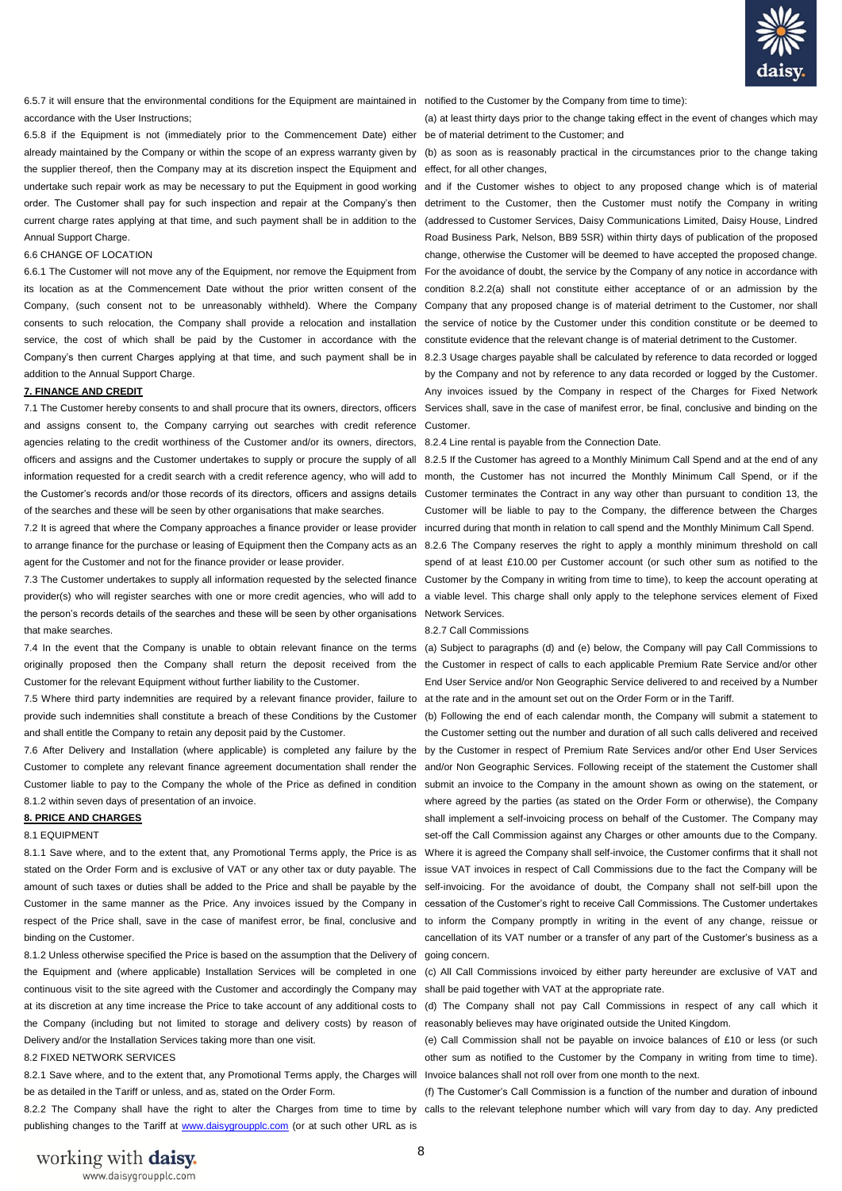6.5.7 it will ensure that the environmental conditions for the Equipment are maintained in accordance with the User Instructions;

6.5.8 if the Equipment is not (immediately prior to the Commencement Date) either already maintained by the Company or within the scope of an express warranty given by the supplier thereof, then the Company may at its discretion inspect the Equipment and undertake such repair work as may be necessary to put the Equipment in good working order. The Customer shall pay for such inspection and repair at the Company's then current charge rates applying at that time, and such payment shall be in addition to the Annual Support Charge.

6.6 CHANGE OF LOCATION

6.6.1 The Customer will not move any of the Equipment, nor remove the Equipment from its location as at the Commencement Date without the prior written consent of the Company, (such consent not to be unreasonably withheld). Where the Company consents to such relocation, the Company shall provide a relocation and installation service, the cost of which shall be paid by the Customer in accordance with the Company's then current Charges applying at that time, and such payment shall be in addition to the Annual Support Charge.

**7. FINANCE AND CREDIT**

7.1 The Customer hereby consents to and shall procure that its owners, directors, officers and assigns consent to, the Company carrying out searches with credit reference agencies relating to the credit worthiness of the Customer and/or its owners, directors, officers and assigns and the Customer undertakes to supply or procure the supply of all information requested for a credit search with a credit reference agency, who will add to the Customer's records and/or those records of its directors, officers and assigns details of the searches and these will be seen by other organisations that make searches.

7.2 It is agreed that where the Company approaches a finance provider or lease provider to arrange finance for the purchase or leasing of Equipment then the Company acts as an agent for the Customer and not for the finance provider or lease provider.

7.3 The Customer undertakes to supply all information requested by the selected finance provider(s) who will register searches with one or more credit agencies, who will add to the person's records details of the searches and these will be seen by other organisations that make searches.

7.4 In the event that the Company is unable to obtain relevant finance on the terms originally proposed then the Company shall return the deposit received from the Customer for the relevant Equipment without further liability to the Customer.

7.5 Where third party indemnities are required by a relevant finance provider, failure to provide such indemnities shall constitute a breach of these Conditions by the Customer and shall entitle the Company to retain any deposit paid by the Customer.

7.6 After Delivery and Installation (where applicable) is completed any failure by the Customer to complete any relevant finance agreement documentation shall render the Customer liable to pay to the Company the whole of the Price as defined in condition 8.1.2 within seven days of presentation of an invoice.

**8. PRICE AND CHARGES**

8.1 EQUIPMENT

8.1.1 Save where, and to the extent that, any Promotional Terms apply, the Price is as stated on the Order Form and is exclusive of VAT or any other tax or duty payable. The amount of such taxes or duties shall be added to the Price and shall be payable by the Customer in the same manner as the Price. Any invoices issued by the Company in respect of the Price shall, save in the case of manifest error, be final, conclusive and binding on the Customer.

8.1.2 Unless otherwise specified the Price is based on the assumption that the Delivery of the Equipment and (where applicable) Installation Services will be completed in one continuous visit to the site agreed with the Customer and accordingly the Company may at its discretion at any time increase the Price to take account of any additional costs to the Company (including but not limited to storage and delivery costs) by reason of Delivery and/or the Installation Services taking more than one visit.

8.2 FIXED NETWORK SERVICES

8.2.1 Save where, and to the extent that, any Promotional Terms apply, the Charges will be as detailed in the Tariff or unless, and as, stated on the Order Form.

8.2.2 The Company shall have the right to alter the Charges from time to time by publishing changes to the Tariff at www.daisygroupplc.com (or at such other URL as is notified to the Customer by the Company from time to time):

(a) at least thirty days prior to the change taking effect in the event of changes which may be of material detriment to the Customer; and

(b) as soon as is reasonably practical in the circumstances prior to the change taking effect, for all other changes,

and if the Customer wishes to object to any proposed change which is of material detriment to the Customer, then the Customer must notify the Company in writing (addressed to Customer Services, Daisy Communications Limited, Daisy House, Lindred Road Business Park, Nelson, BB9 5SR) within thirty days of publication of the proposed change, otherwise the Customer will be deemed to have accepted the proposed change. For the avoidance of doubt, the service by the Company of any notice in accordance with condition 8.2.2(a) shall not constitute either acceptance of or an admission by the Company that any proposed change is of material detriment to the Customer, nor shall the service of notice by the Customer under this condition constitute or be deemed to constitute evidence that the relevant change is of material detriment to the Customer.

8.2.3 Usage charges payable shall be calculated by reference to data recorded or logged by the Company and not by reference to any data recorded or logged by the Customer. Any invoices issued by the Company in respect of the Charges for Fixed Network Services shall, save in the case of manifest error, be final, conclusive and binding on the Customer.

8.2.4 Line rental is payable from the Connection Date.

8.2.5 If the Customer has agreed to a Monthly Minimum Call Spend and at the end of any month, the Customer has not incurred the Monthly Minimum Call Spend, or if the Customer terminates the Contract in any way other than pursuant to condition 13, the Customer will be liable to pay to the Company, the difference between the Charges incurred during that month in relation to call spend and the Monthly Minimum Call Spend.

8.2.6 The Company reserves the right to apply a monthly minimum threshold on call spend of at least £10.00 per Customer account (or such other sum as notified to the Customer by the Company in writing from time to time), to keep the account operating at a viable level. This charge shall only apply to the telephone services element of Fixed Network Services.

8.2.7 Call Commissions

(a) Subject to paragraphs (d) and (e) below, the Company will pay Call Commissions to the Customer in respect of calls to each applicable Premium Rate Service and/or other End User Service and/or Non Geographic Service delivered to and received by a Number at the rate and in the amount set out on the Order Form or in the Tariff.

(b) Following the end of each calendar month, the Company will submit a statement to the Customer setting out the number and duration of all such calls delivered and received by the Customer in respect of Premium Rate Services and/or other End User Services and/or Non Geographic Services. Following receipt of the statement the Customer shall submit an invoice to the Company in the amount shown as owing on the statement, or where agreed by the parties (as stated on the Order Form or otherwise), the Company shall implement a self-invoicing process on behalf of the Customer. The Company may set-off the Call Commission against any Charges or other amounts due to the Company. Where it is agreed the Company shall self-invoice, the Customer confirms that it shall not issue VAT invoices in respect of Call Commissions due to the fact the Company will be self-invoicing. For the avoidance of doubt, the Company shall not self-bill upon the cessation of the Customer's right to receive Call Commissions. The Customer undertakes to inform the Company promptly in writing in the event of any change, reissue or cancellation of its VAT number or a transfer of any part of the Customer's business as a going concern.

(c) All Call Commissions invoiced by either party hereunder are exclusive of VAT and shall be paid together with VAT at the appropriate rate.

(d) The Company shall not pay Call Commissions in respect of any call which it reasonably believes may have originated outside the United Kingdom.

(e) Call Commission shall not be payable on invoice balances of £10 or less (or such other sum as notified to the Customer by the Company in writing from time to time). Invoice balances shall not roll over from one month to the next.

(f) The Customer's Call Commission is a function of the number and duration of inbound calls to the relevant telephone number which will vary from day to day. Any predicted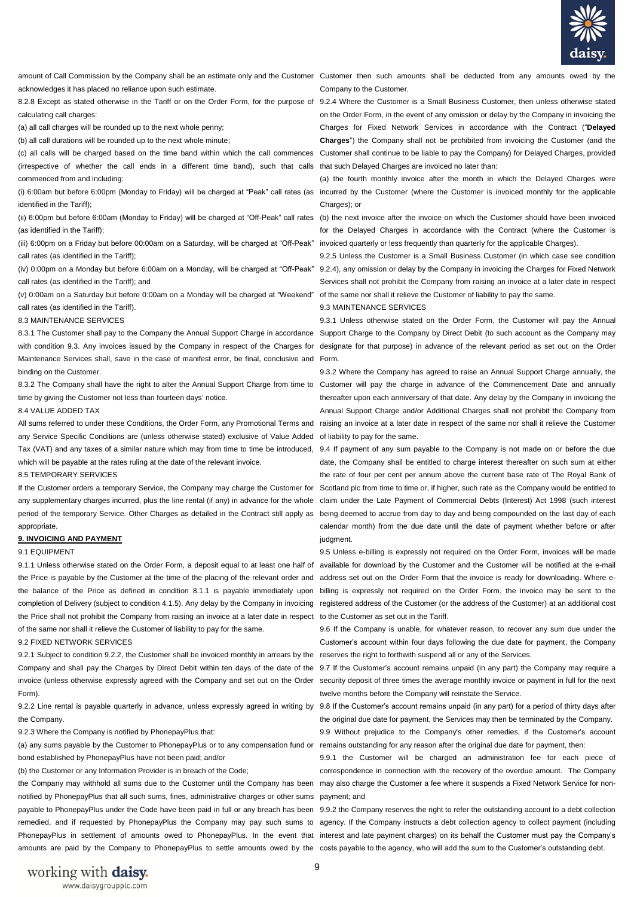amount of Call Commission by the Company shall be an estimate only and the Customer acknowledges it has placed no reliance upon such estimate.

8.2.8 Except as stated otherwise in the Tariff or on the Order Form, for the purpose of calculating call charges:

(a) all call charges will be rounded up to the next whole penny;

(b) all call durations will be rounded up to the next whole minute;

(c) all calls will be charged based on the time band within which the call commences (irrespective of whether the call ends in a different time band), such that calls commenced from and including:

(i) 6:00am but before 6:00pm (Monday to Friday) will be charged at "Peak" call rates (as identified in the Tariff);

(ii) 6:00pm but before 6:00am (Monday to Friday) will be charged at "Off-Peak" call rates (as identified in the Tariff);

(iii) 6:00pm on a Friday but before 00:00am on a Saturday, will be charged at "Off-Peak" call rates (as identified in the Tariff);

(iv) 0:00pm on a Monday but before 6:00am on a Monday, will be charged at "Off-Peak" call rates (as identified in the Tariff); and

(v) 0:00am on a Saturday but before 0:00am on a Monday will be charged at "Weekend" call rates (as identified in the Tariff).

8.3 MAINTENANCE SERVICES

8.3.1 The Customer shall pay to the Company the Annual Support Charge in accordance with condition 9.3. Any invoices issued by the Company in respect of the Charges for Maintenance Services shall, save in the case of manifest error, be final, conclusive and binding on the Customer.

8.3.2 The Company shall have the right to alter the Annual Support Charge from time to time by giving the Customer not less than fourteen days' notice.

8.4 VALUE ADDED TAX

All sums referred to under these Conditions, the Order Form, any Promotional Terms and any Service Specific Conditions are (unless otherwise stated) exclusive of Value Added Tax (VAT) and any taxes of a similar nature which may from time to time be introduced, which will be payable at the rates ruling at the date of the relevant invoice.

8.5 TEMPORARY SERVICES

If the Customer orders a temporary Service, the Company may charge the Customer for any supplementary charges incurred, plus the line rental (if any) in advance for the whole period of the temporary Service. Other Charges as detailed in the Contract still apply as appropriate.

**9. INVOICING AND PAYMENT**

9.1 EQUIPMENT

9.1.1 Unless otherwise stated on the Order Form, a deposit equal to at least one half of the Price is payable by the Customer at the time of the placing of the relevant order and the balance of the Price as defined in condition 8.1.1 is payable immediately upon completion of Delivery (subject to condition 4.1.5). Any delay by the Company in invoicing the Price shall not prohibit the Company from raising an invoice at a later date in respect of the same nor shall it relieve the Customer of liability to pay for the same.

9.2 FIXED NETWORK SERVICES

9.2.1 Subject to condition 9.2.2, the Customer shall be invoiced monthly in arrears by the Company and shall pay the Charges by Direct Debit within ten days of the date of the invoice (unless otherwise expressly agreed with the Company and set out on the Order Form).

9.2.2 Line rental is payable quarterly in advance, unless expressly agreed in writing by the Company.

9.2.3 Where the Company is notified by PhonepayPlus that:

(a) any sums payable by the Customer to PhonepayPlus or to any compensation fund or bond established by PhonepayPlus have not been paid; and/or

(b) the Customer or any Information Provider is in breach of the Code;

the Company may withhold all sums due to the Customer until the Company has been notified by PhonepayPlus that all such sums, fines, administrative charges or other sums payable to PhonepayPlus under the Code have been paid in full or any breach has been remedied, and if requested by PhonepayPlus the Company may pay such sums to PhonepayPlus in settlement of amounts owed to PhonepayPlus. In the event that amounts are paid by the Company to PhonepayPlus to settle amounts owed by the Customer then such amounts shall be deducted from any amounts owed by the Company to the Customer.

9.2.4 Where the Customer is a Small Business Customer, then unless otherwise stated on the Order Form, in the event of any omission or delay by the Company in invoicing the Charges for Fixed Network Services in accordance with the Contract ("**Delayed Charges**") the Company shall not be prohibited from invoicing the Customer (and the Customer shall continue to be liable to pay the Company) for Delayed Charges, provided that such Delayed Charges are invoiced no later than:

(a) the fourth monthly invoice after the month in which the Delayed Charges were incurred by the Customer (where the Customer is invoiced monthly for the applicable Charges); or

(b) the next invoice after the invoice on which the Customer should have been invoiced for the Delayed Charges in accordance with the Contract (where the Customer is invoiced quarterly or less frequently than quarterly for the applicable Charges).

9.2.5 Unless the Customer is a Small Business Customer (in which case see condition 9.2.4), any omission or delay by the Company in invoicing the Charges for Fixed Network Services shall not prohibit the Company from raising an invoice at a later date in respect of the same nor shall it relieve the Customer of liability to pay the same.

9.3 MAINTENANCE SERVICES

9.3.1 Unless otherwise stated on the Order Form, the Customer will pay the Annual Support Charge to the Company by Direct Debit (to such account as the Company may designate for that purpose) in advance of the relevant period as set out on the Order Form.

9.3.2 Where the Company has agreed to raise an Annual Support Charge annually, the Customer will pay the charge in advance of the Commencement Date and annually thereafter upon each anniversary of that date. Any delay by the Company in invoicing the Annual Support Charge and/or Additional Charges shall not prohibit the Company from raising an invoice at a later date in respect of the same nor shall it relieve the Customer of liability to pay for the same.

9.4 If payment of any sum payable to the Company is not made on or before the due date, the Company shall be entitled to charge interest thereafter on such sum at either the rate of four per cent per annum above the current base rate of The Royal Bank of Scotland plc from time to time or, if higher, such rate as the Company would be entitled to claim under the Late Payment of Commercial Debts (Interest) Act 1998 (such interest being deemed to accrue from day to day and being compounded on the last day of each calendar month) from the due date until the date of payment whether before or after judgment.

9.5 Unless e-billing is expressly not required on the Order Form, invoices will be made available for download by the Customer and the Customer will be notified at the e-mail address set out on the Order Form that the invoice is ready for downloading. Where e-billing is expressly not required on the Order Form, the invoice may be sent to the registered address of the Customer (or the address of the Customer) at an additional cost to the Customer as set out in the Tariff.

9.6 If the Company is unable, for whatever reason, to recover any sum due under the Customer's account within four days following the due date for payment, the Company reserves the right to forthwith suspend all or any of the Services.

9.7 If the Customer's account remains unpaid (in any part) the Company may require a security deposit of three times the average monthly invoice or payment in full for the next twelve months before the Company will reinstate the Service.

9.8 If the Customer's account remains unpaid (in any part) for a period of thirty days after the original due date for payment, the Services may then be terminated by the Company.

9.9 Without prejudice to the Company's other remedies, if the Customer's account remains outstanding for any reason after the original due date for payment, then:

9.9.1 the Customer will be charged an administration fee for each piece of correspondence in connection with the recovery of the overdue amount. The Company may also charge the Customer a fee where it suspends a Fixed Network Service for non-payment; and

9.9.2 the Company reserves the right to refer the outstanding account to a debt collection agency. If the Company instructs a debt collection agency to collect payment (including interest and late payment charges) on its behalf the Customer must pay the Company's costs payable to the agency, who will add the sum to the Customer's outstanding debt.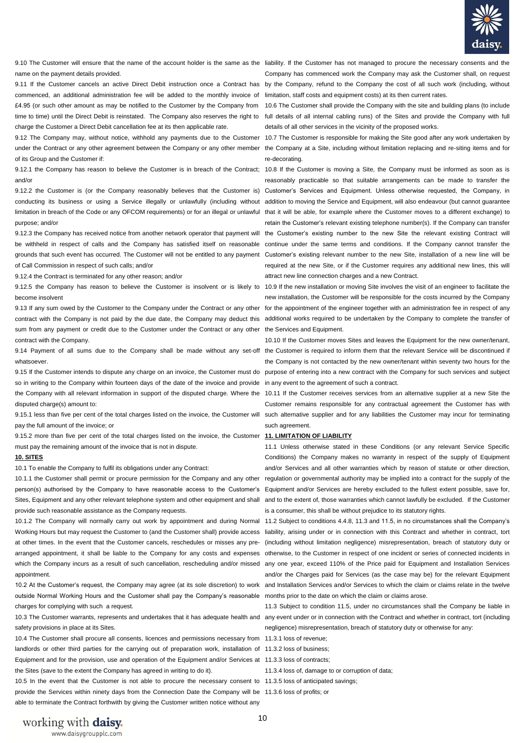9.10 The Customer will ensure that the name of the account holder is the same as the name on the payment details provided.

9.11 If the Customer cancels an active Direct Debit instruction once a Contract has commenced, an additional administration fee will be added to the monthly invoice of £4.95 (or such other amount as may be notified to the Customer by the Company from time to time) until the Direct Debit is reinstated. The Company also reserves the right to charge the Customer a Direct Debit cancellation fee at its then applicable rate.

9.12 The Company may, without notice, withhold any payments due to the Customer under the Contract or any other agreement between the Company or any other member of its Group and the Customer if:

9.12.1 the Company has reason to believe the Customer is in breach of the Contract; and/or

9.12.2 the Customer is (or the Company reasonably believes that the Customer is) conducting its business or using a Service illegally or unlawfully (including without limitation in breach of the Code or any OFCOM requirements) or for an illegal or unlawful purpose; and/or

9.12.3 the Company has received notice from another network operator that payment will be withheld in respect of calls and the Company has satisfied itself on reasonable grounds that such event has occurred. The Customer will not be entitled to any payment of Call Commission in respect of such calls; and/or

9.12.4 the Contract is terminated for any other reason; and/or

9.12.5 the Company has reason to believe the Customer is insolvent or is likely to become insolvent

9.13 If any sum owed by the Customer to the Company under the Contract or any other contract with the Company is not paid by the due date, the Company may deduct this sum from any payment or credit due to the Customer under the Contract or any other contract with the Company.

9.14 Payment of all sums due to the Company shall be made without any set-off whatsoever.

9.15 If the Customer intends to dispute any charge on an invoice, the Customer must do so in writing to the Company within fourteen days of the date of the invoice and provide the Company with all relevant information in support of the disputed charge. Where the disputed charge(s) amount to:

9.15.1 less than five per cent of the total charges listed on the invoice, the Customer will pay the full amount of the invoice; or

9.15.2 more than five per cent of the total charges listed on the invoice, the Customer must pay the remaining amount of the invoice that is not in dispute.

## 10. SITES

10.1 To enable the Company to fulfil its obligations under any Contract:

10.1.1 the Customer shall permit or procure permission for the Company and any other person(s) authorised by the Company to have reasonable access to the Customer's Sites, Equipment and any other relevant telephone system and other equipment and shall provide such reasonable assistance as the Company requests.

10.1.2 The Company will normally carry out work by appointment and during Normal Working Hours but may request the Customer to (and the Customer shall) provide access at other times. In the event that the Customer cancels, reschedules or misses any pre-arranged appointment, it shall be liable to the Company for any costs and expenses which the Company incurs as a result of such cancellation, rescheduling and/or missed appointment.

10.2 At the Customer's request, the Company may agree (at its sole discretion) to work outside Normal Working Hours and the Customer shall pay the Company's reasonable charges for complying with such a request.

10.3 The Customer warrants, represents and undertakes that it has adequate health and safety provisions in place at its Sites.

10.4 The Customer shall procure all consents, licences and permissions necessary from landlords or other third parties for the carrying out of preparation work, installation of Equipment and for the provision, use and operation of the Equipment and/or Services at the Sites (save to the extent the Company has agreed in writing to do it).

10.5 In the event that the Customer is not able to procure the necessary consent to provide the Services within ninety days from the Connection Date the Company will be able to terminate the Contract forthwith by giving the Customer written notice without any liability. If the Customer has not managed to procure the necessary consents and the Company has commenced work the Company may ask the Customer shall, on request by the Company, refund to the Company the cost of all such work (including, without limitation, staff costs and equipment costs) at its then current rates.

10.6 The Customer shall provide the Company with the site and building plans (to include full details of all internal cabling runs) of the Sites and provide the Company with full details of all other services in the vicinity of the proposed works.

10.7 The Customer is responsible for making the Site good after any work undertaken by the Company at a Site, including without limitation replacing and re-siting items and for re-decorating.

10.8 If the Customer is moving a Site, the Company must be informed as soon as is reasonably practicable so that suitable arrangements can be made to transfer the Customer's Services and Equipment. Unless otherwise requested, the Company, in addition to moving the Service and Equipment, will also endeavour (but cannot guarantee that it will be able, for example where the Customer moves to a different exchange) to retain the Customer's relevant existing telephone number(s). If the Company can transfer the Customer's existing number to the new Site the relevant existing Contract will continue under the same terms and conditions. If the Company cannot transfer the Customer's existing relevant number to the new Site, installation of a new line will be required at the new Site, or if the Customer requires any additional new lines, this will attract new line connection charges and a new Contract.

10.9 If the new installation or moving Site involves the visit of an engineer to facilitate the new installation, the Customer will be responsible for the costs incurred by the Company for the appointment of the engineer together with an administration fee in respect of any additional works required to be undertaken by the Company to complete the transfer of the Services and Equipment.

10.10 If the Customer moves Sites and leaves the Equipment for the new owner/tenant, the Customer is required to inform them that the relevant Service will be discontinued if the Company is not contacted by the new owner/tenant within seventy two hours for the purpose of entering into a new contract with the Company for such services and subject in any event to the agreement of such a contract.

10.11 If the Customer receives services from an alternative supplier at a new Site the Customer remains responsible for any contractual agreement the Customer has with such alternative supplier and for any liabilities the Customer may incur for terminating such agreement.

## 11. LIMITATION OF LIABILITY

11.1 Unless otherwise stated in these Conditions (or any relevant Service Specific Conditions) the Company makes no warranty in respect of the supply of Equipment and/or Services and all other warranties which by reason of statute or other direction, regulation or governmental authority may be implied into a contract for the supply of the Equipment and/or Services are hereby excluded to the fullest extent possible, save for, and to the extent of, those warranties which cannot lawfully be excluded. If the Customer is a consumer, this shall be without prejudice to its statutory rights.

11.2 Subject to conditions 4.4.8, 11.3 and 11.5, in no circumstances shall the Company's liability, arising under or in connection with this Contract and whether in contract, tort (including without limitation negligence) misrepresentation, breach of statutory duty or otherwise, to the Customer in respect of one incident or series of connected incidents in any one year, exceed 110% of the Price paid for Equipment and Installation Services and/or the Charges paid for Services (as the case may be) for the relevant Equipment and Installation Services and/or Services to which the claim or claims relate in the twelve months prior to the date on which the claim or claims arose.

11.3 Subject to condition 11.5, under no circumstances shall the Company be liable in any event under or in connection with the Contract and whether in contract, tort (including negligence) misrepresentation, breach of statutory duty or otherwise for any:

11.3.1 loss of revenue;

11.3.2 loss of business;

11.3.3 loss of contracts;

11.3.4 loss of, damage to or corruption of data;

11.3.5 loss of anticipated savings;

11.3.6 loss of profits; or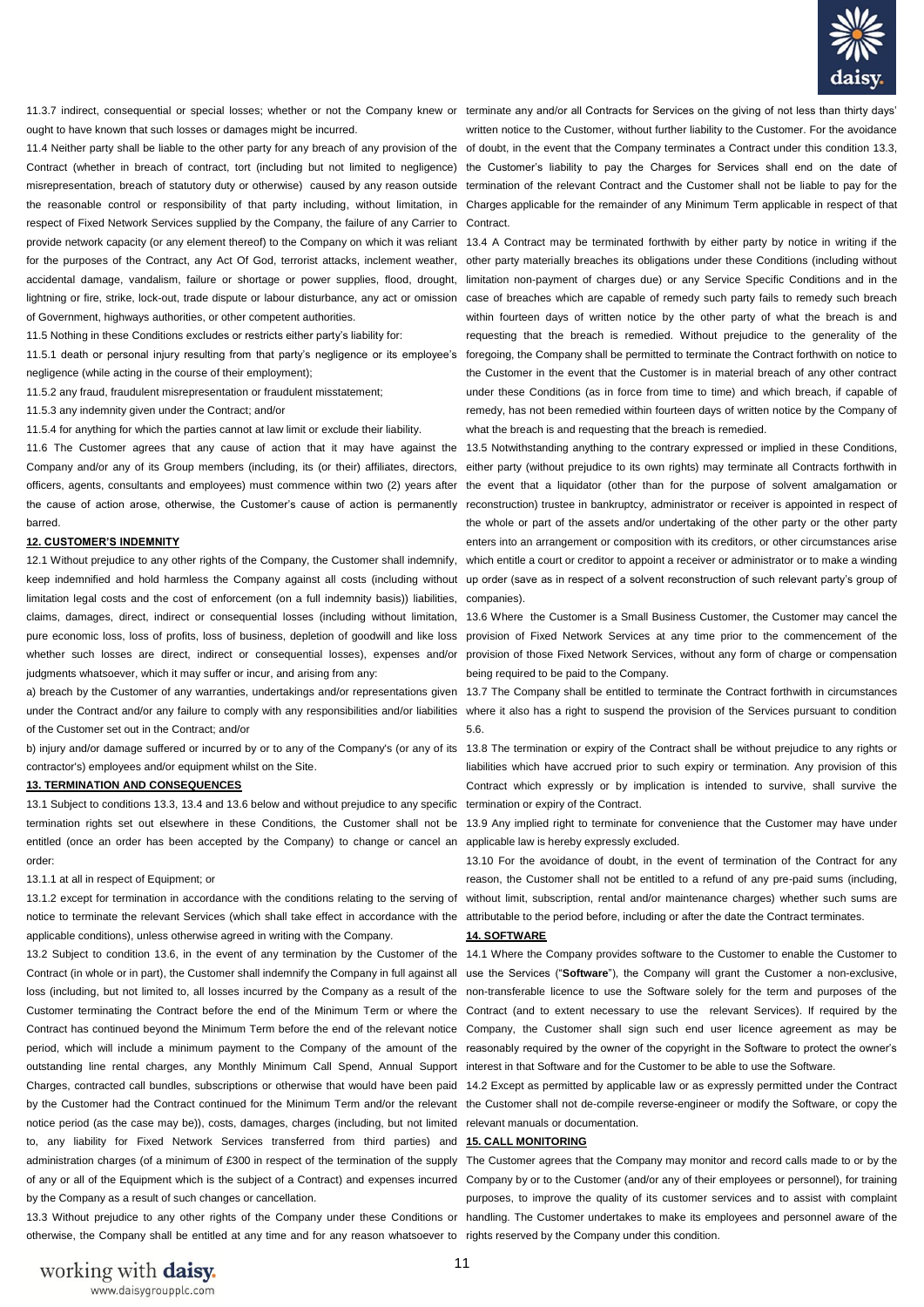11.3.7 indirect, consequential or special losses; whether or not the Company knew or ought to have known that such losses or damages might be incurred.

11.4 Neither party shall be liable to the other party for any breach of any provision of the Contract (whether in breach of contract, tort (including but not limited to negligence) misrepresentation, breach of statutory duty or otherwise) caused by any reason outside the reasonable control or responsibility of that party including, without limitation, in respect of Fixed Network Services supplied by the Company, the failure of any Carrier to provide network capacity (or any element thereof) to the Company on which it was reliant for the purposes of the Contract, any Act Of God, terrorist attacks, inclement weather, accidental damage, vandalism, failure or shortage or power supplies, flood, drought, lightning or fire, strike, lock-out, trade dispute or labour disturbance, any act or omission of Government, highways authorities, or other competent authorities.

11.5 Nothing in these Conditions excludes or restricts either party's liability for:

11.5.1 death or personal injury resulting from that party's negligence or its employee's negligence (while acting in the course of their employment);

11.5.2 any fraud, fraudulent misrepresentation or fraudulent misstatement;

11.5.3 any indemnity given under the Contract; and/or

11.5.4 for anything for which the parties cannot at law limit or exclude their liability.

11.6 The Customer agrees that any cause of action that it may have against the Company and/or any of its Group members (including, its (or their) affiliates, directors, officers, agents, consultants and employees) must commence within two (2) years after the cause of action arose, otherwise, the Customer's cause of action is permanently barred.

## 12. CUSTOMER'S INDEMNITY

12.1 Without prejudice to any other rights of the Company, the Customer shall indemnify, keep indemnified and hold harmless the Company against all costs (including without limitation legal costs and the cost of enforcement (on a full indemnity basis)) liabilities, claims, damages, direct, indirect or consequential losses (including without limitation, pure economic loss, loss of profits, loss of business, depletion of goodwill and like loss whether such losses are direct, indirect or consequential losses), expenses and/or judgments whatsoever, which it may suffer or incur, and arising from any:

a) breach by the Customer of any warranties, undertakings and/or representations given under the Contract and/or any failure to comply with any responsibilities and/or liabilities of the Customer set out in the Contract; and/or

b) injury and/or damage suffered or incurred by or to any of the Company's (or any of its contractor's) employees and/or equipment whilst on the Site.

## 13. TERMINATION AND CONSEQUENCES

13.1 Subject to conditions 13.3, 13.4 and 13.6 below and without prejudice to any specific termination rights set out elsewhere in these Conditions, the Customer shall not be entitled (once an order has been accepted by the Company) to change or cancel an order:

13.1.1 at all in respect of Equipment; or

13.1.2 except for termination in accordance with the conditions relating to the serving of notice to terminate the relevant Services (which shall take effect in accordance with the applicable conditions), unless otherwise agreed in writing with the Company.

13.2 Subject to condition 13.6, in the event of any termination by the Customer of the Contract (in whole or in part), the Customer shall indemnify the Company in full against all loss (including, but not limited to, all losses incurred by the Company as a result of the Customer terminating the Contract before the end of the Minimum Term or where the Contract has continued beyond the Minimum Term before the end of the relevant notice period, which will include a minimum payment to the Company of the amount of the outstanding line rental charges, any Monthly Minimum Call Spend, Annual Support Charges, contracted call bundles, subscriptions or otherwise that would have been paid by the Customer had the Contract continued for the Minimum Term and/or the relevant notice period (as the case may be)), costs, damages, charges (including, but not limited to, any liability for Fixed Network Services transferred from third parties) and administration charges (of a minimum of £300 in respect of the termination of the supply of any or all of the Equipment which is the subject of a Contract) and expenses incurred by the Company as a result of such changes or cancellation.

13.3 Without prejudice to any other rights of the Company under these Conditions or otherwise, the Company shall be entitled at any time and for any reason whatsoever to terminate any and/or all Contracts for Services on the giving of not less than thirty days' written notice to the Customer, without further liability to the Customer. For the avoidance of doubt, in the event that the Company terminates a Contract under this condition 13.3, the Customer's liability to pay the Charges for Services shall end on the date of termination of the relevant Contract and the Customer shall not be liable to pay for the Charges applicable for the remainder of any Minimum Term applicable in respect of that Contract.

13.4 A Contract may be terminated forthwith by either party by notice in writing if the other party materially breaches its obligations under these Conditions (including without limitation non-payment of charges due) or any Service Specific Conditions and in the case of breaches which are capable of remedy such party fails to remedy such breach within fourteen days of written notice by the other party of what the breach is and requesting that the breach is remedied. Without prejudice to the generality of the foregoing, the Company shall be permitted to terminate the Contract forthwith on notice to the Customer in the event that the Customer is in material breach of any other contract under these Conditions (as in force from time to time) and which breach, if capable of remedy, has not been remedied within fourteen days of written notice by the Company of what the breach is and requesting that the breach is remedied.

13.5 Notwithstanding anything to the contrary expressed or implied in these Conditions, either party (without prejudice to its own rights) may terminate all Contracts forthwith in the event that a liquidator (other than for the purpose of solvent amalgamation or reconstruction) trustee in bankruptcy, administrator or receiver is appointed in respect of the whole or part of the assets and/or undertaking of the other party or the other party enters into an arrangement or composition with its creditors, or other circumstances arise which entitle a court or creditor to appoint a receiver or administrator or to make a winding up order (save as in respect of a solvent reconstruction of such relevant party's group of companies).

13.6 Where the Customer is a Small Business Customer, the Customer may cancel the provision of Fixed Network Services at any time prior to the commencement of the provision of those Fixed Network Services, without any form of charge or compensation being required to be paid to the Company.

13.7 The Company shall be entitled to terminate the Contract forthwith in circumstances where it also has a right to suspend the provision of the Services pursuant to condition 5.6.

13.8 The termination or expiry of the Contract shall be without prejudice to any rights or liabilities which have accrued prior to such expiry or termination. Any provision of this Contract which expressly or by implication is intended to survive, shall survive the termination or expiry of the Contract.

13.9 Any implied right to terminate for convenience that the Customer may have under applicable law is hereby expressly excluded.

13.10 For the avoidance of doubt, in the event of termination of the Contract for any reason, the Customer shall not be entitled to a refund of any pre-paid sums (including, without limit, subscription, rental and/or maintenance charges) whether such sums are attributable to the period before, including or after the date the Contract terminates.

## 14. SOFTWARE

14.1 Where the Company provides software to the Customer to enable the Customer to use the Services ("**Software**"), the Company will grant the Customer a non-exclusive, non-transferable licence to use the Software solely for the term and purposes of the Contract (and to extent necessary to use the relevant Services). If required by the Company, the Customer shall sign such end user licence agreement as may be reasonably required by the owner of the copyright in the Software to protect the owner's interest in that Software and for the Customer to be able to use the Software.

14.2 Except as permitted by applicable law or as expressly permitted under the Contract the Customer shall not de-compile reverse-engineer or modify the Software, or copy the relevant manuals or documentation.

## 15. CALL MONITORING

The Customer agrees that the Company may monitor and record calls made to or by the Company by or to the Customer (and/or any of their employees or personnel), for training purposes, to improve the quality of its customer services and to assist with complaint handling. The Customer undertakes to make its employees and personnel aware of the rights reserved by the Company under this condition.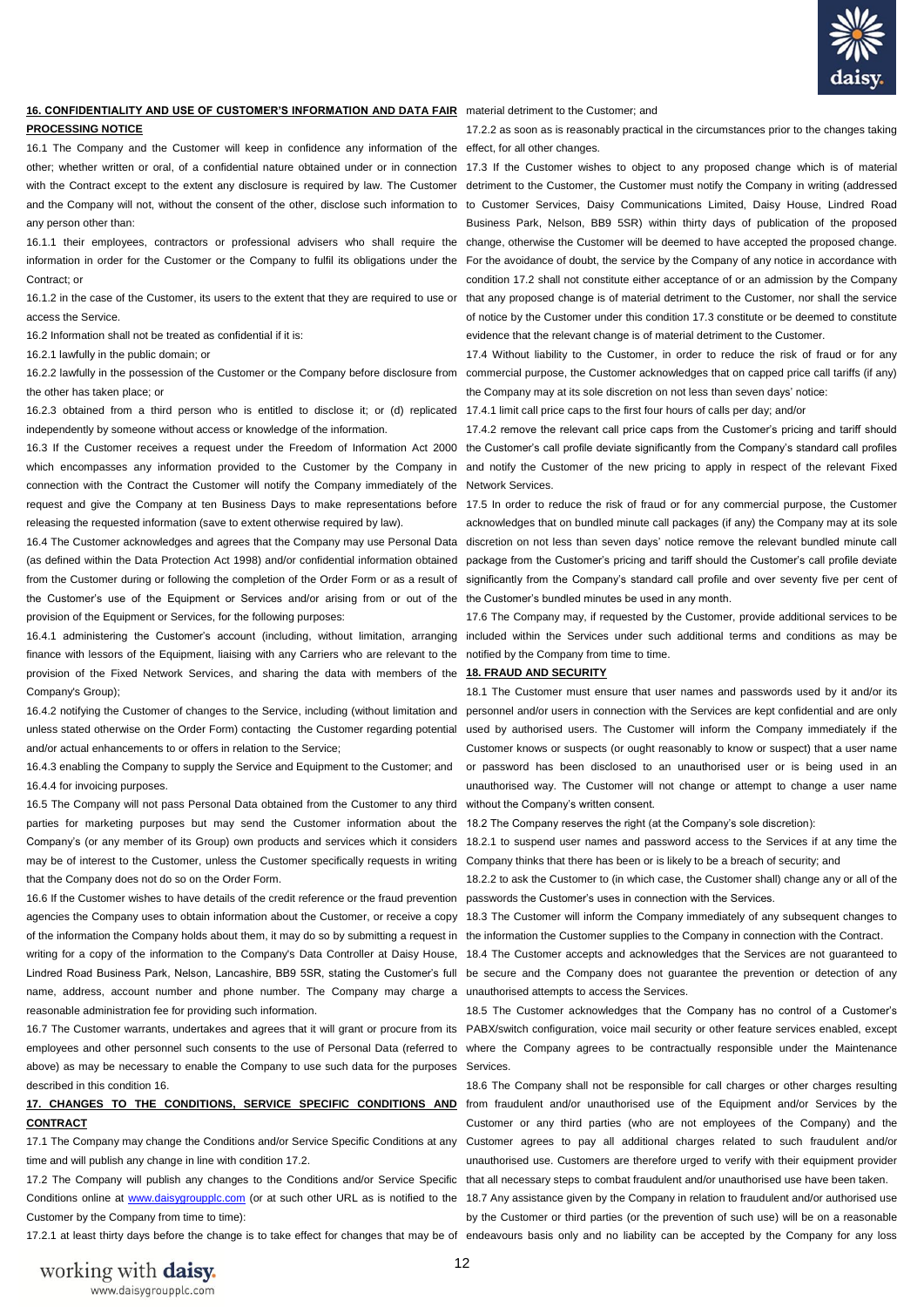**16. CONFIDENTIALITY AND USE OF CUSTOMER'S INFORMATION AND DATA FAIR PROCESSING NOTICE**

16.1 The Company and the Customer will keep in confidence any information of the other; whether written or oral, of a confidential nature obtained under or in connection with the Contract except to the extent any disclosure is required by law. The Customer and the Company will not, without the consent of the other, disclose such information to any person other than:

16.1.1 their employees, contractors or professional advisers who shall require the information in order for the Customer or the Company to fulfil its obligations under the Contract; or

16.1.2 in the case of the Customer, its users to the extent that they are required to use or access the Service.

16.2 Information shall not be treated as confidential if it is:

16.2.1 lawfully in the public domain; or

16.2.2 lawfully in the possession of the Customer or the Company before disclosure from the other has taken place; or

16.2.3 obtained from a third person who is entitled to disclose it; or (d) replicated independently by someone without access or knowledge of the information.

16.3 If the Customer receives a request under the Freedom of Information Act 2000 which encompasses any information provided to the Customer by the Company in connection with the Contract the Customer will notify the Company immediately of the request and give the Company at ten Business Days to make representations before releasing the requested information (save to extent otherwise required by law).

16.4 The Customer acknowledges and agrees that the Company may use Personal Data (as defined within the Data Protection Act 1998) and/or confidential information obtained from the Customer during or following the completion of the Order Form or as a result of the Customer's use of the Equipment or Services and/or arising from or out of the provision of the Equipment or Services, for the following purposes:

16.4.1 administering the Customer's account (including, without limitation, arranging finance with lessors of the Equipment, liaising with any Carriers who are relevant to the provision of the Fixed Network Services, and sharing the data with members of the Company's Group);

16.4.2 notifying the Customer of changes to the Service, including (without limitation and unless stated otherwise on the Order Form) contacting the Customer regarding potential and/or actual enhancements to or offers in relation to the Service;

16.4.3 enabling the Company to supply the Service and Equipment to the Customer; and

16.4.4 for invoicing purposes.

16.5 The Company will not pass Personal Data obtained from the Customer to any third parties for marketing purposes but may send the Customer information about the Company's (or any member of its Group) own products and services which it considers may be of interest to the Customer, unless the Customer specifically requests in writing that the Company does not do so on the Order Form.

16.6 If the Customer wishes to have details of the credit reference or the fraud prevention agencies the Company uses to obtain information about the Customer, or receive a copy of the information the Company holds about them, it may do so by submitting a request in writing for a copy of the information to the Company's Data Controller at Daisy House, Lindred Road Business Park, Nelson, Lancashire, BB9 5SR, stating the Customer's full name, address, account number and phone number. The Company may charge a reasonable administration fee for providing such information.

16.7 The Customer warrants, undertakes and agrees that it will grant or procure from its employees and other personnel such consents to the use of Personal Data (referred to above) as may be necessary to enable the Company to use such data for the purposes described in this condition 16.

**17. CHANGES TO THE CONDITIONS, SERVICE SPECIFIC CONDITIONS AND CONTRACT**

17.1 The Company may change the Conditions and/or Service Specific Conditions at any time and will publish any change in line with condition 17.2.

17.2 The Company will publish any changes to the Conditions and/or Service Specific Conditions online at www.daisygroupplc.com (or at such other URL as is notified to the Customer by the Company from time to time):

17.2.1 at least thirty days before the change is to take effect for changes that may be of material detriment to the Customer; and

17.2.2 as soon as is reasonably practical in the circumstances prior to the changes taking effect, for all other changes.

17.3 If the Customer wishes to object to any proposed change which is of material detriment to the Customer, the Customer must notify the Company in writing (addressed to Customer Services, Daisy Communications Limited, Daisy House, Lindred Road Business Park, Nelson, BB9 5SR) within thirty days of publication of the proposed change, otherwise the Customer will be deemed to have accepted the proposed change. For the avoidance of doubt, the service by the Company of any notice in accordance with condition 17.2 shall not constitute either acceptance of or an admission by the Company that any proposed change is of material detriment to the Customer, nor shall the service of notice by the Customer under this condition 17.3 constitute or be deemed to constitute evidence that the relevant change is of material detriment to the Customer.

17.4 Without liability to the Customer, in order to reduce the risk of fraud or for any commercial purpose, the Customer acknowledges that on capped price call tariffs (if any) the Company may at its sole discretion on not less than seven days' notice:

17.4.1 limit call price caps to the first four hours of calls per day; and/or

17.4.2 remove the relevant call price caps from the Customer's pricing and tariff should the Customer's call profile deviate significantly from the Company's standard call profiles and notify the Customer of the new pricing to apply in respect of the relevant Fixed Network Services.

17.5 In order to reduce the risk of fraud or for any commercial purpose, the Customer acknowledges that on bundled minute call packages (if any) the Company may at its sole discretion on not less than seven days' notice remove the relevant bundled minute call package from the Customer's pricing and tariff should the Customer's call profile deviate significantly from the Company's standard call profile and over seventy five per cent of the Customer's bundled minutes be used in any month.

17.6 The Company may, if requested by the Customer, provide additional services to be included within the Services under such additional terms and conditions as may be notified by the Company from time to time.

**18. FRAUD AND SECURITY**

18.1 The Customer must ensure that user names and passwords used by it and/or its personnel and/or users in connection with the Services are kept confidential and are only used by authorised users. The Customer will inform the Company immediately if the Customer knows or suspects (or ought reasonably to know or suspect) that a user name or password has been disclosed to an unauthorised user or is being used in an unauthorised way. The Customer will not change or attempt to change a user name without the Company's written consent.

18.2 The Company reserves the right (at the Company's sole discretion):

18.2.1 to suspend user names and password access to the Services if at any time the Company thinks that there has been or is likely to be a breach of security; and

18.2.2 to ask the Customer to (in which case, the Customer shall) change any or all of the passwords the Customer's uses in connection with the Services.

18.3 The Customer will inform the Company immediately of any subsequent changes to the information the Customer supplies to the Company in connection with the Contract.

18.4 The Customer accepts and acknowledges that the Services are not guaranteed to be secure and the Company does not guarantee the prevention or detection of any unauthorised attempts to access the Services.

18.5 The Customer acknowledges that the Company has no control of a Customer's PABX/switch configuration, voice mail security or other feature services enabled, except where the Company agrees to be contractually responsible under the Maintenance Services.

18.6 The Company shall not be responsible for call charges or other charges resulting from fraudulent and/or unauthorised use of the Equipment and/or Services by the Customer or any third parties (who are not employees of the Company) and the Customer agrees to pay all additional charges related to such fraudulent and/or unauthorised use. Customers are therefore urged to verify with their equipment provider that all necessary steps to combat fraudulent and/or unauthorised use have been taken.

18.7 Any assistance given by the Company in relation to fraudulent and/or authorised use by the Customer or third parties (or the prevention of such use) will be on a reasonable endeavours basis only and no liability can be accepted by the Company for any loss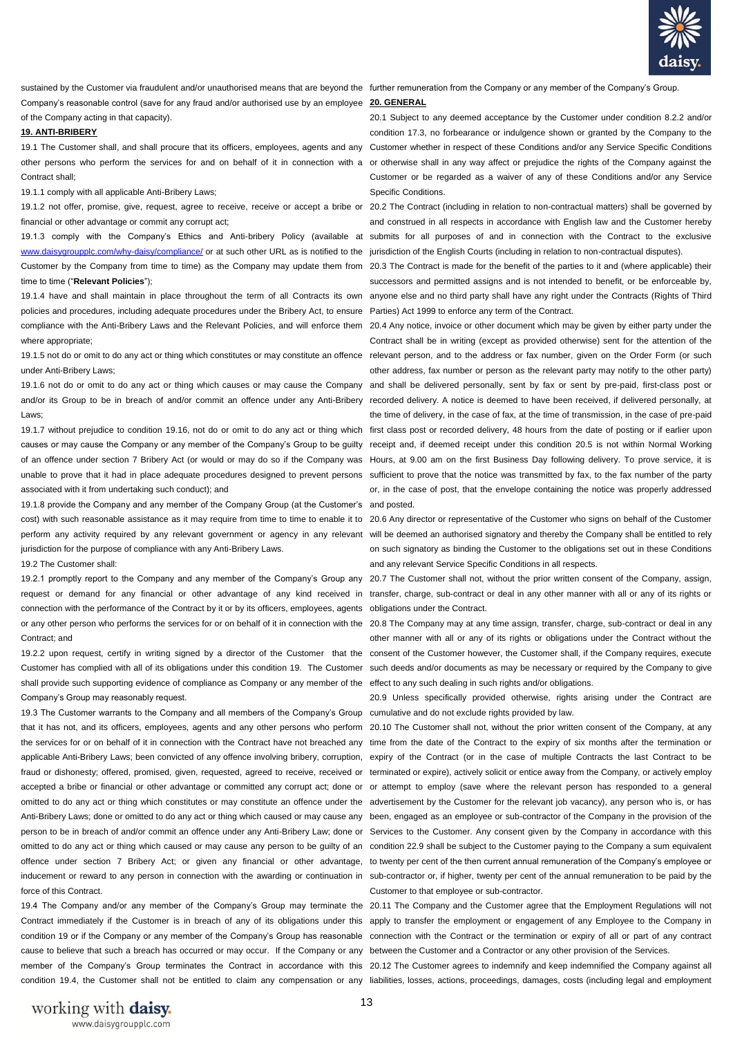sustained by the Customer via fraudulent and/or unauthorised means that are beyond the Company's reasonable control (save for any fraud and/or authorised use by an employee of the Company acting in that capacity).

**19. ANTI-BRIBERY**

19.1 The Customer shall, and shall procure that its officers, employees, agents and any other persons who perform the services for and on behalf of it in connection with a Contract shall;

19.1.1 comply with all applicable Anti-Bribery Laws;

19.1.2 not offer, promise, give, request, agree to receive, receive or accept a bribe or financial or other advantage or commit any corrupt act;

19.1.3 comply with the Company's Ethics and Anti-bribery Policy (available at www.daisygroupplc.com/why-daisy/compliance/ or at such other URL as is notified to the Customer by the Company from time to time) as the Company may update them from time to time ("**Relevant Policies**");

19.1.4 have and shall maintain in place throughout the term of all Contracts its own policies and procedures, including adequate procedures under the Bribery Act, to ensure compliance with the Anti-Bribery Laws and the Relevant Policies, and will enforce them where appropriate;

19.1.5 not do or omit to do any act or thing which constitutes or may constitute an offence under Anti-Bribery Laws;

19.1.6 not do or omit to do any act or thing which causes or may cause the Company and/or its Group to be in breach of and/or commit an offence under any Anti-Bribery Laws;

19.1.7 without prejudice to condition 19.16, not do or omit to do any act or thing which causes or may cause the Company or any member of the Company's Group to be guilty of an offence under section 7 Bribery Act (or would or may do so if the Company was unable to prove that it had in place adequate procedures designed to prevent persons associated with it from undertaking such conduct); and

19.1.8 provide the Company and any member of the Company Group (at the Customer's cost) with such reasonable assistance as it may require from time to time to enable it to perform any activity required by any relevant government or agency in any relevant jurisdiction for the purpose of compliance with any Anti-Bribery Laws.

19.2 The Customer shall:

19.2.1 promptly report to the Company and any member of the Company's Group any request or demand for any financial or other advantage of any kind received in connection with the performance of the Contract by it or by its officers, employees, agents or any other person who performs the services for or on behalf of it in connection with the Contract; and

19.2.2 upon request, certify in writing signed by a director of the Customer that the Customer has complied with all of its obligations under this condition 19. The Customer shall provide such supporting evidence of compliance as Company or any member of the Company's Group may reasonably request.

19.3 The Customer warrants to the Company and all members of the Company's Group that it has not, and its officers, employees, agents and any other persons who perform the services for or on behalf of it in connection with the Contract have not breached any applicable Anti-Bribery Laws; been convicted of any offence involving bribery, corruption, fraud or dishonesty; offered, promised, given, requested, agreed to receive, received or accepted a bribe or financial or other advantage or committed any corrupt act; done or omitted to do any act or thing which constitutes or may constitute an offence under the Anti-Bribery Laws; done or omitted to do any act or thing which caused or may cause any person to be in breach of and/or commit an offence under any Anti-Bribery Law; done or omitted to do any act or thing which caused or may cause any person to be guilty of an offence under section 7 Bribery Act; or given any financial or other advantage, inducement or reward to any person in connection with the awarding or continuation in force of this Contract.

19.4 The Company and/or any member of the Company's Group may terminate the Contract immediately if the Customer is in breach of any of its obligations under this condition 19 or if the Company or any member of the Company's Group has reasonable cause to believe that such a breach has occurred or may occur. If the Company or any member of the Company's Group terminates the Contract in accordance with this condition 19.4, the Customer shall not be entitled to claim any compensation or any further remuneration from the Company or any member of the Company's Group.

**20. GENERAL**

20.1 Subject to any deemed acceptance by the Customer under condition 8.2.2 and/or condition 17.3, no forbearance or indulgence shown or granted by the Company to the Customer whether in respect of these Conditions and/or any Service Specific Conditions or otherwise shall in any way affect or prejudice the rights of the Company against the Customer or be regarded as a waiver of any of these Conditions and/or any Service Specific Conditions.

20.2 The Contract (including in relation to non-contractual matters) shall be governed by and construed in all respects in accordance with English law and the Customer hereby submits for all purposes of and in connection with the Contract to the exclusive jurisdiction of the English Courts (including in relation to non-contractual disputes).

20.3 The Contract is made for the benefit of the parties to it and (where applicable) their successors and permitted assigns and is not intended to benefit, or be enforceable by, anyone else and no third party shall have any right under the Contracts (Rights of Third Parties) Act 1999 to enforce any term of the Contract.

20.4 Any notice, invoice or other document which may be given by either party under the Contract shall be in writing (except as provided otherwise) sent for the attention of the relevant person, and to the address or fax number, given on the Order Form (or such other address, fax number or person as the relevant party may notify to the other party) and shall be delivered personally, sent by fax or sent by pre-paid, first-class post or recorded delivery. A notice is deemed to have been received, if delivered personally, at the time of delivery, in the case of fax, at the time of transmission, in the case of pre-paid first class post or recorded delivery, 48 hours from the date of posting or if earlier upon receipt and, if deemed receipt under this condition 20.5 is not within Normal Working Hours, at 9.00 am on the first Business Day following delivery. To prove service, it is sufficient to prove that the notice was transmitted by fax, to the fax number of the party or, in the case of post, that the envelope containing the notice was properly addressed and posted.

20.6 Any director or representative of the Customer who signs on behalf of the Customer will be deemed an authorised signatory and thereby the Company shall be entitled to rely on such signatory as binding the Customer to the obligations set out in these Conditions and any relevant Service Specific Conditions in all respects.

20.7 The Customer shall not, without the prior written consent of the Company, assign, transfer, charge, sub-contract or deal in any other manner with all or any of its rights or obligations under the Contract.

20.8 The Company may at any time assign, transfer, charge, sub-contract or deal in any other manner with all or any of its rights or obligations under the Contract without the consent of the Customer however, the Customer shall, if the Company requires, execute such deeds and/or documents as may be necessary or required by the Company to give effect to any such dealing in such rights and/or obligations.

20.9 Unless specifically provided otherwise, rights arising under the Contract are cumulative and do not exclude rights provided by law.

20.10 The Customer shall not, without the prior written consent of the Company, at any time from the date of the Contract to the expiry of six months after the termination or expiry of the Contract (or in the case of multiple Contracts the last Contract to be terminated or expire), actively solicit or entice away from the Company, or actively employ or attempt to employ (save where the relevant person has responded to a general advertisement by the Customer for the relevant job vacancy), any person who is, or has been, engaged as an employee or sub-contractor of the Company in the provision of the Services to the Customer. Any consent given by the Company in accordance with this condition 22.9 shall be subject to the Customer paying to the Company a sum equivalent to twenty per cent of the then current annual remuneration of the Company's employee or sub-contractor or, if higher, twenty per cent of the annual remuneration to be paid by the Customer to that employee or sub-contractor.

20.11 The Company and the Customer agree that the Employment Regulations will not apply to transfer the employment or engagement of any Employee to the Company in connection with the Contract or the termination or expiry of all or part of any contract between the Customer and a Contractor or any other provision of the Services.

20.12 The Customer agrees to indemnify and keep indemnified the Company against all liabilities, losses, actions, proceedings, damages, costs (including legal and employment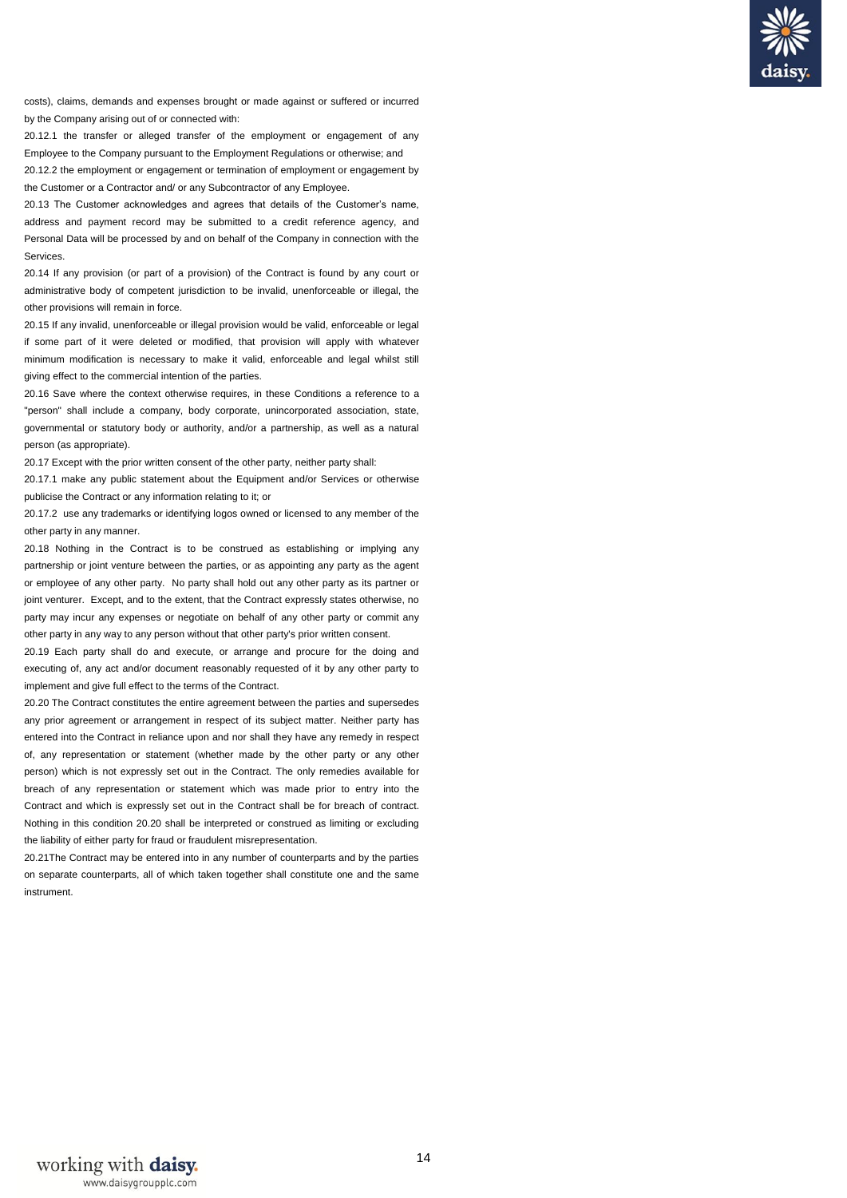costs), claims, demands and expenses brought or made against or suffered or incurred by the Company arising out of or connected with:

20.12.1 the transfer or alleged transfer of the employment or engagement of any Employee to the Company pursuant to the Employment Regulations or otherwise; and

20.12.2 the employment or engagement or termination of employment or engagement by the Customer or a Contractor and/ or any Subcontractor of any Employee.

20.13 The Customer acknowledges and agrees that details of the Customer's name, address and payment record may be submitted to a credit reference agency, and Personal Data will be processed by and on behalf of the Company in connection with the Services.

20.14 If any provision (or part of a provision) of the Contract is found by any court or administrative body of competent jurisdiction to be invalid, unenforceable or illegal, the other provisions will remain in force.

20.15 If any invalid, unenforceable or illegal provision would be valid, enforceable or legal if some part of it were deleted or modified, that provision will apply with whatever minimum modification is necessary to make it valid, enforceable and legal whilst still giving effect to the commercial intention of the parties.

20.16 Save where the context otherwise requires, in these Conditions a reference to a "person" shall include a company, body corporate, unincorporated association, state, governmental or statutory body or authority, and/or a partnership, as well as a natural person (as appropriate).

20.17 Except with the prior written consent of the other party, neither party shall:

20.17.1 make any public statement about the Equipment and/or Services or otherwise publicise the Contract or any information relating to it; or

20.17.2 use any trademarks or identifying logos owned or licensed to any member of the other party in any manner.

20.18 Nothing in the Contract is to be construed as establishing or implying any partnership or joint venture between the parties, or as appointing any party as the agent or employee of any other party. No party shall hold out any other party as its partner or joint venturer. Except, and to the extent, that the Contract expressly states otherwise, no party may incur any expenses or negotiate on behalf of any other party or commit any other party in any way to any person without that other party's prior written consent.

20.19 Each party shall do and execute, or arrange and procure for the doing and executing of, any act and/or document reasonably requested of it by any other party to implement and give full effect to the terms of the Contract.

20.20 The Contract constitutes the entire agreement between the parties and supersedes any prior agreement or arrangement in respect of its subject matter. Neither party has entered into the Contract in reliance upon and nor shall they have any remedy in respect of, any representation or statement (whether made by the other party or any other person) which is not expressly set out in the Contract. The only remedies available for breach of any representation or statement which was made prior to entry into the Contract and which is expressly set out in the Contract shall be for breach of contract. Nothing in this condition 20.20 shall be interpreted or construed as limiting or excluding the liability of either party for fraud or fraudulent misrepresentation.

20.21The Contract may be entered into in any number of counterparts and by the parties on separate counterparts, all of which taken together shall constitute one and the same instrument.